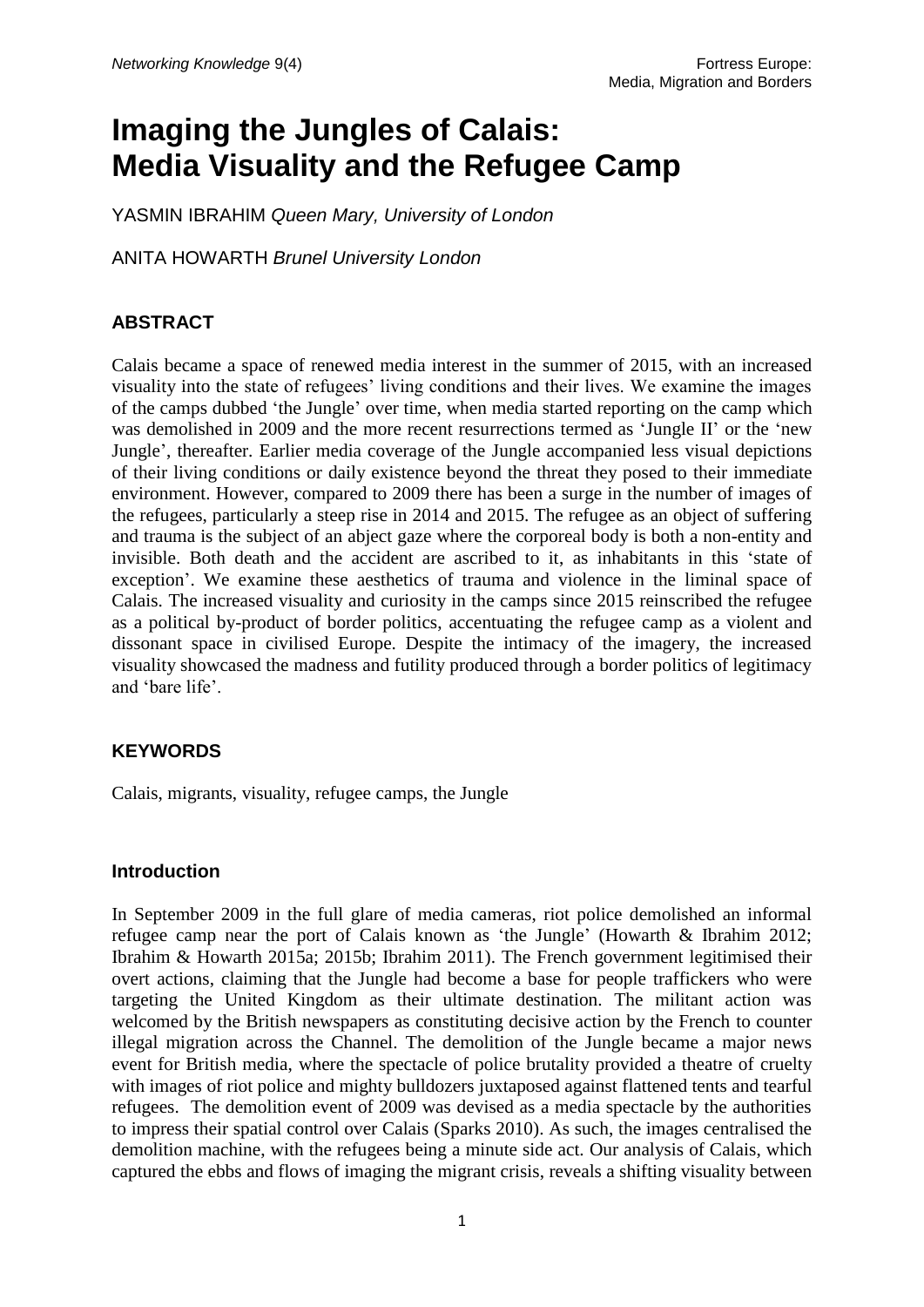# Imaging the Jungles of Calais: Media Visuality and the Refugee Camp

YASMIN IBRAHIM *Queen Mary, University of London*

ANITA HOWARTH *Brunel University London*

## ABSTRACT

Calais became a space of renewed media interest in the summer of 2015, with an increased visuality into the state of refugees' living conditions and their lives. We examine the images of the camps dubbed 'the Jungle' over time, when media started reporting on the camp which was demolished in 2009 and the more recent resurrections termed as 'Jungle II' or the 'new Jungle', thereafter. Earlier media coverage of the Jungle accompanied less visual depictions of their living conditions or daily existence beyond the threat they posed to their immediate environment. However, compared to 2009 there has been a surge in the number of images of the refugees, particularly a steep rise in 2014 and 2015. The refugee as an object of suffering and trauma is the subject of an abject gaze where the corporeal body is both a non-entity and invisible. Both death and the accident are ascribed to it, as inhabitants in this 'state of exception'. We examine these aesthetics of trauma and violence in the liminal space of Calais. The increased visuality and curiosity in the camps since 2015 reinscribed the refugee as a political by-product of border politics, accentuating the refugee camp as a violent and dissonant space in civilised Europe. Despite the intimacy of the imagery, the increased visuality showcased the madness and futility produced through a border politics of legitimacy and 'bare life'.

## KEYWORDS

Calais, migrants, visuality, refugee camps, the Jungle

## Introduction

In September 2009 in the full glare of media cameras, riot police demolished an informal refugee camp near the port of Calais known as 'the Jungle' (Howarth & Ibrahim 2012; Ibrahim & Howarth 2015a; 2015b; Ibrahim 2011). The French government legitimised their overt actions, claiming that the Jungle had become a base for people traffickers who were targeting the United Kingdom as their ultimate destination. The militant action was welcomed by the British newspapers as constituting decisive action by the French to counter illegal migration across the Channel. The demolition of the Jungle became a major news event for British media, where the spectacle of police brutality provided a theatre of cruelty with images of riot police and mighty bulldozers juxtaposed against flattened tents and tearful refugees. The demolition event of 2009 was devised as a media spectacle by the authorities to impress their spatial control over Calais (Sparks 2010). As such, the images centralised the demolition machine, with the refugees being a minute side act. Our analysis of Calais, which captured the ebbs and flows of imaging the migrant crisis, reveals a shifting visuality between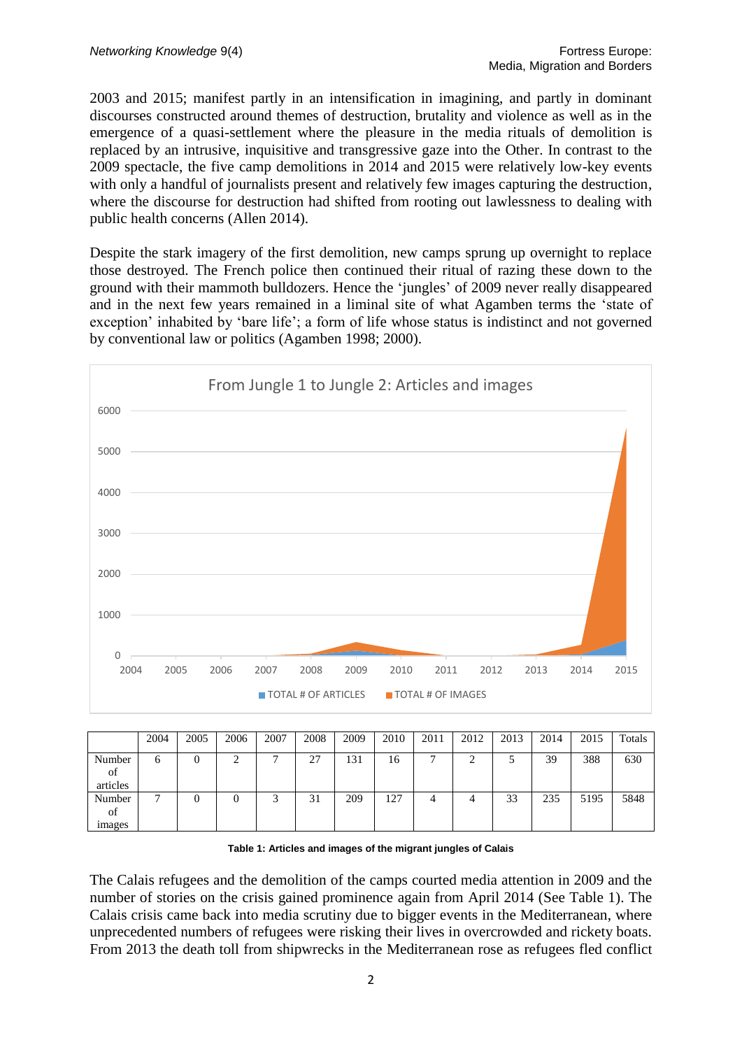2003 and 2015; manifest partly in an intensification in imagining, and partly in dominant discourses constructed around themes of destruction, brutality and violence as well as in the emergence of a quasi-settlement where the pleasure in the media rituals of demolition is replaced by an intrusive, inquisitive and transgressive gaze into the Other. In contrast to the 2009 spectacle, the five camp demolitions in 2014 and 2015 were relatively low-key events with only a handful of journalists present and relatively few images capturing the destruction, where the discourse for destruction had shifted from rooting out lawlessness to dealing with public health concerns (Allen 2014).

Despite the stark imagery of the first demolition, new camps sprung up overnight to replace those destroyed. The French police then continued their ritual of razing these down to the ground with their mammoth bulldozers. Hence the 'jungles' of 2009 never really disappeared and in the next few years remained in a liminal site of what Agamben terms the 'state of exception' inhabited by 'bare life'; a form of life whose status is indistinct and not governed by conventional law or politics (Agamben 1998; 2000).

|  | 2004 | 2005 | 2006 | 2007 | 2008 | 2009 | 2010 | 2011 | 2012 | 2013 | 2014 | 2015 | Totals |
|---|---|---|---|---|---|---|---|---|---|---|---|---|---|
| Number of articles | 6 | 0 | 2 | 7 | 27 | 131 | 16 | 7 | 2 | 5 | 39 | 388 | 630 |
| Number of images | 7 | 0 | 0 | 3 | 31 | 209 | 127 | 4 | 4 | 33 | 235 | 5195 | 5848 |

**Table 1: Articles and images of the migrant jungles of Calais**

The Calais refugees and the demolition of the camps courted media attention in 2009 and the number of stories on the crisis gained prominence again from April 2014 (See Table 1). The Calais crisis came back into media scrutiny due to bigger events in the Mediterranean, where unprecedented numbers of refugees were risking their lives in overcrowded and rickety boats. From 2013 the death toll from shipwrecks in the Mediterranean rose as refugees fled conflict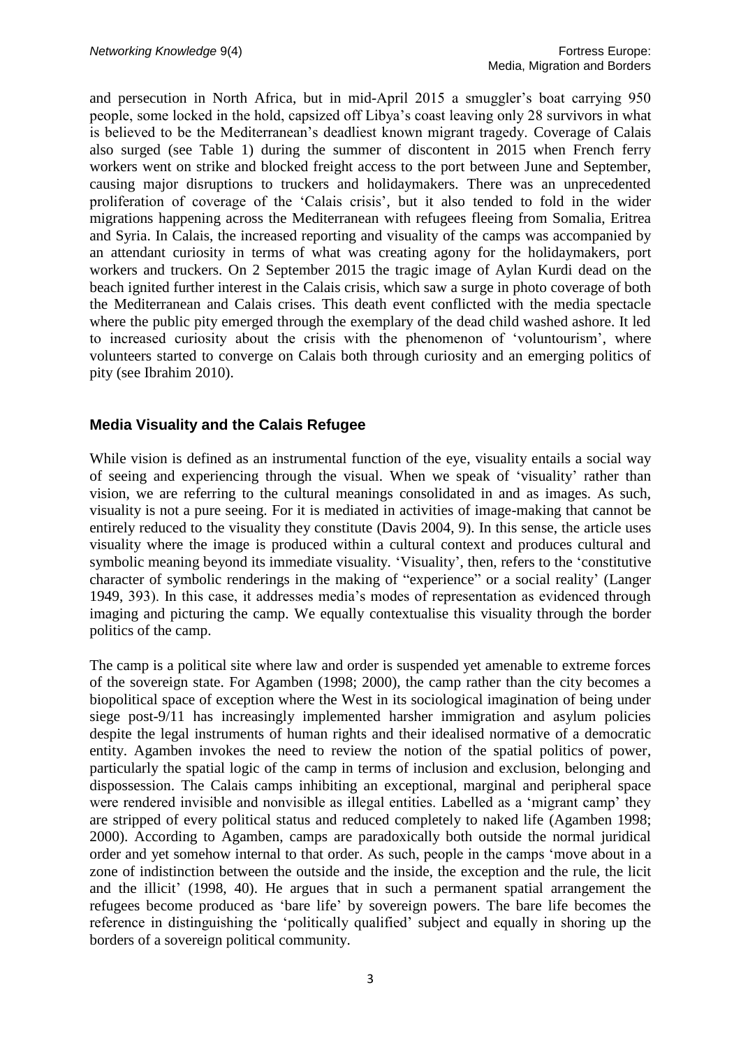and persecution in North Africa, but in mid-April 2015 a smuggler's boat carrying 950 people, some locked in the hold, capsized off Libya's coast leaving only 28 survivors in what is believed to be the Mediterranean's deadliest known migrant tragedy. Coverage of Calais also surged (see Table 1) during the summer of discontent in 2015 when French ferry workers went on strike and blocked freight access to the port between June and September, causing major disruptions to truckers and holidaymakers. There was an unprecedented proliferation of coverage of the 'Calais crisis', but it also tended to fold in the wider migrations happening across the Mediterranean with refugees fleeing from Somalia, Eritrea and Syria. In Calais, the increased reporting and visuality of the camps was accompanied by an attendant curiosity in terms of what was creating agony for the holidaymakers, port workers and truckers. On 2 September 2015 the tragic image of Aylan Kurdi dead on the beach ignited further interest in the Calais crisis, which saw a surge in photo coverage of both the Mediterranean and Calais crises. This death event conflicted with the media spectacle where the public pity emerged through the exemplary of the dead child washed ashore. It led to increased curiosity about the crisis with the phenomenon of 'voluntourism', where volunteers started to converge on Calais both through curiosity and an emerging politics of pity (see Ibrahim 2010).

## Media Visuality and the Calais Refugee

While vision is defined as an instrumental function of the eye, visuality entails a social way of seeing and experiencing through the visual. When we speak of 'visuality' rather than vision, we are referring to the cultural meanings consolidated in and as images. As such, visuality is not a pure seeing. For it is mediated in activities of image-making that cannot be entirely reduced to the visuality they constitute (Davis 2004, 9). In this sense, the article uses visuality where the image is produced within a cultural context and produces cultural and symbolic meaning beyond its immediate visuality. 'Visuality', then, refers to the 'constitutive character of symbolic renderings in the making of "experience" or a social reality' (Langer 1949, 393). In this case, it addresses media's modes of representation as evidenced through imaging and picturing the camp. We equally contextualise this visuality through the border politics of the camp.

The camp is a political site where law and order is suspended yet amenable to extreme forces of the sovereign state. For Agamben (1998; 2000), the camp rather than the city becomes a biopolitical space of exception where the West in its sociological imagination of being under siege post-9/11 has increasingly implemented harsher immigration and asylum policies despite the legal instruments of human rights and their idealised normative of a democratic entity. Agamben invokes the need to review the notion of the spatial politics of power, particularly the spatial logic of the camp in terms of inclusion and exclusion, belonging and dispossession. The Calais camps inhibiting an exceptional, marginal and peripheral space were rendered invisible and nonvisible as illegal entities. Labelled as a 'migrant camp' they are stripped of every political status and reduced completely to naked life (Agamben 1998; 2000). According to Agamben, camps are paradoxically both outside the normal juridical order and yet somehow internal to that order. As such, people in the camps 'move about in a zone of indistinction between the outside and the inside, the exception and the rule, the licit and the illicit' (1998, 40). He argues that in such a permanent spatial arrangement the refugees become produced as 'bare life' by sovereign powers. The bare life becomes the reference in distinguishing the 'politically qualified' subject and equally in shoring up the borders of a sovereign political community.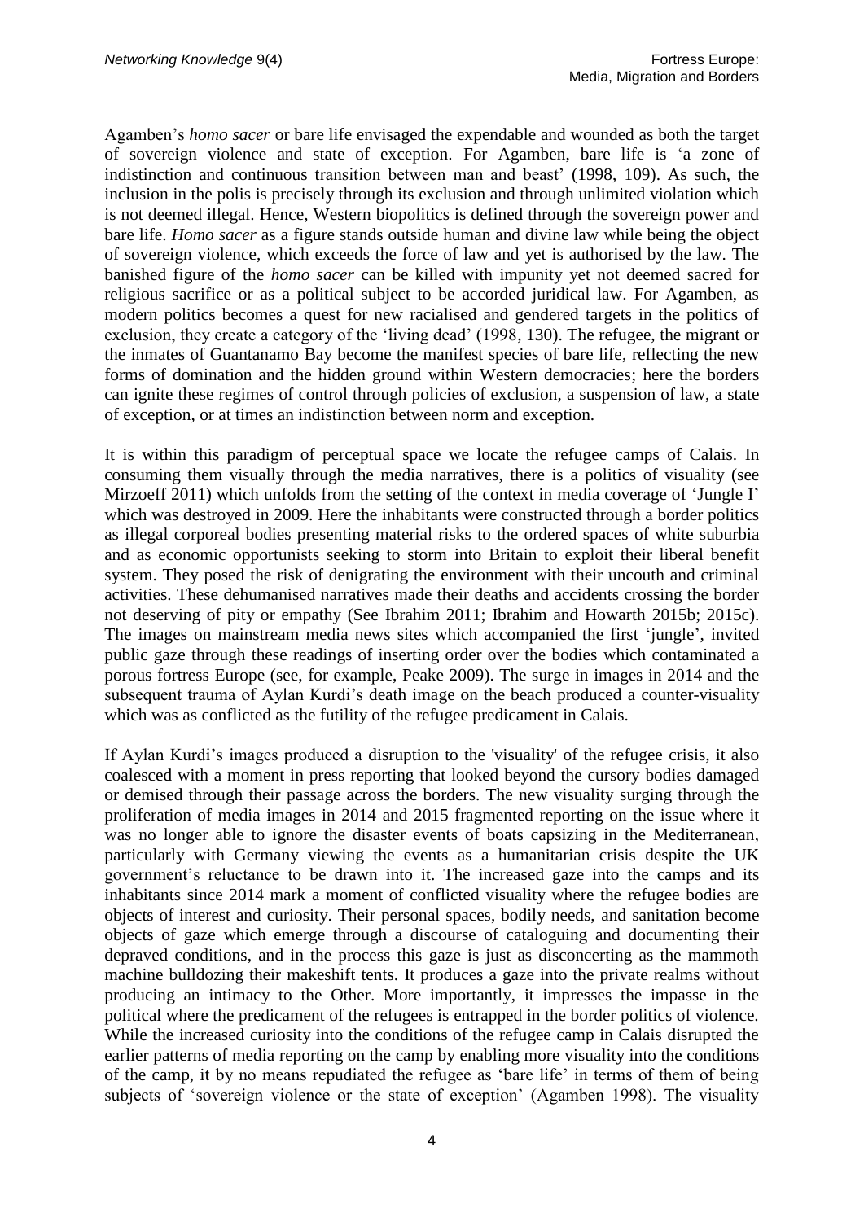Agamben's *homo sacer* or bare life envisaged the expendable and wounded as both the target of sovereign violence and state of exception. For Agamben, bare life is 'a zone of indistinction and continuous transition between man and beast' (1998, 109). As such, the inclusion in the polis is precisely through its exclusion and through unlimited violation which is not deemed illegal. Hence, Western biopolitics is defined through the sovereign power and bare life. *Homo sacer* as a figure stands outside human and divine law while being the object of sovereign violence, which exceeds the force of law and yet is authorised by the law. The banished figure of the *homo sacer* can be killed with impunity yet not deemed sacred for religious sacrifice or as a political subject to be accorded juridical law. For Agamben, as modern politics becomes a quest for new racialised and gendered targets in the politics of exclusion, they create a category of the 'living dead' (1998, 130). The refugee, the migrant or the inmates of Guantanamo Bay become the manifest species of bare life, reflecting the new forms of domination and the hidden ground within Western democracies; here the borders can ignite these regimes of control through policies of exclusion, a suspension of law, a state of exception, or at times an indistinction between norm and exception.

It is within this paradigm of perceptual space we locate the refugee camps of Calais. In consuming them visually through the media narratives, there is a politics of visuality (see Mirzoeff 2011) which unfolds from the setting of the context in media coverage of 'Jungle I' which was destroyed in 2009. Here the inhabitants were constructed through a border politics as illegal corporeal bodies presenting material risks to the ordered spaces of white suburbia and as economic opportunists seeking to storm into Britain to exploit their liberal benefit system. They posed the risk of denigrating the environment with their uncouth and criminal activities. These dehumanised narratives made their deaths and accidents crossing the border not deserving of pity or empathy (See Ibrahim 2011; Ibrahim and Howarth 2015b; 2015c). The images on mainstream media news sites which accompanied the first 'jungle', invited public gaze through these readings of inserting order over the bodies which contaminated a porous fortress Europe (see, for example, Peake 2009). The surge in images in 2014 and the subsequent trauma of Aylan Kurdi's death image on the beach produced a counter-visuality which was as conflicted as the futility of the refugee predicament in Calais.

If Aylan Kurdi's images produced a disruption to the 'visuality' of the refugee crisis, it also coalesced with a moment in press reporting that looked beyond the cursory bodies damaged or demised through their passage across the borders. The new visuality surging through the proliferation of media images in 2014 and 2015 fragmented reporting on the issue where it was no longer able to ignore the disaster events of boats capsizing in the Mediterranean, particularly with Germany viewing the events as a humanitarian crisis despite the UK government's reluctance to be drawn into it. The increased gaze into the camps and its inhabitants since 2014 mark a moment of conflicted visuality where the refugee bodies are objects of interest and curiosity. Their personal spaces, bodily needs, and sanitation become objects of gaze which emerge through a discourse of cataloguing and documenting their depraved conditions, and in the process this gaze is just as disconcerting as the mammoth machine bulldozing their makeshift tents. It produces a gaze into the private realms without producing an intimacy to the Other. More importantly, it impresses the impasse in the political where the predicament of the refugees is entrapped in the border politics of violence. While the increased curiosity into the conditions of the refugee camp in Calais disrupted the earlier patterns of media reporting on the camp by enabling more visuality into the conditions of the camp, it by no means repudiated the refugee as 'bare life' in terms of them of being subjects of 'sovereign violence or the state of exception' (Agamben 1998). The visuality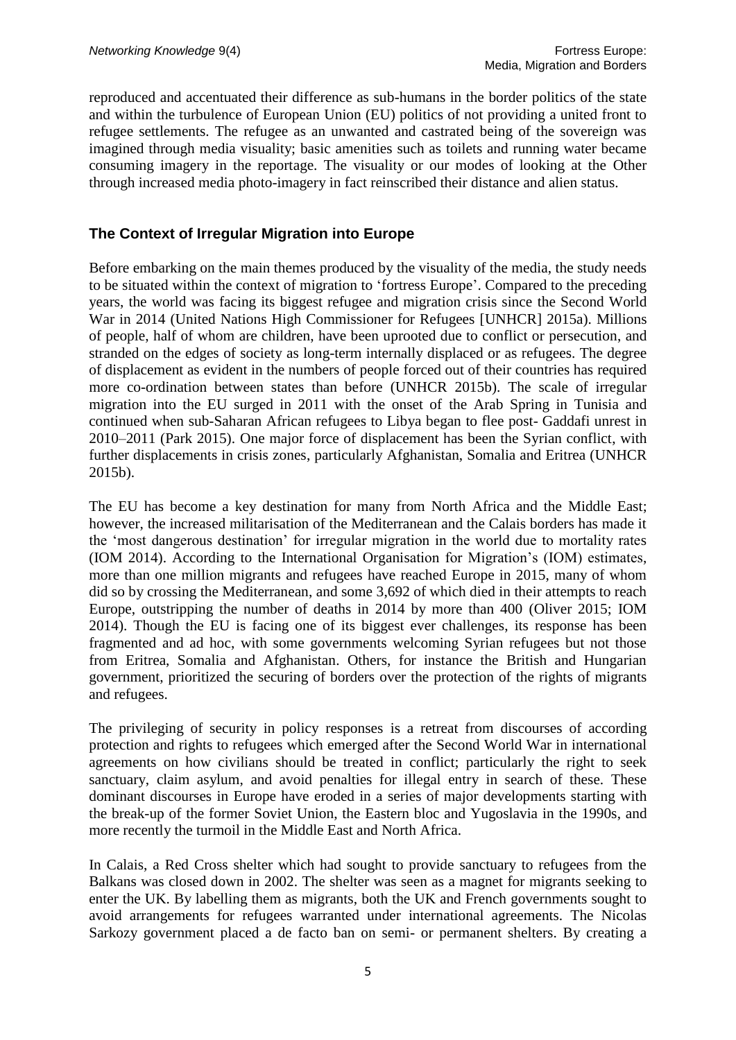reproduced and accentuated their difference as sub-humans in the border politics of the state and within the turbulence of European Union (EU) politics of not providing a united front to refugee settlements. The refugee as an unwanted and castrated being of the sovereign was imagined through media visuality; basic amenities such as toilets and running water became consuming imagery in the reportage. The visuality or our modes of looking at the Other through increased media photo-imagery in fact reinscribed their distance and alien status.

## The Context of Irregular Migration into Europe

Before embarking on the main themes produced by the visuality of the media, the study needs to be situated within the context of migration to 'fortress Europe'. Compared to the preceding years, the world was facing its biggest refugee and migration crisis since the Second World War in 2014 (United Nations High Commissioner for Refugees [UNHCR] 2015a). Millions of people, half of whom are children, have been uprooted due to conflict or persecution, and stranded on the edges of society as long-term internally displaced or as refugees. The degree of displacement as evident in the numbers of people forced out of their countries has required more co-ordination between states than before (UNHCR 2015b). The scale of irregular migration into the EU surged in 2011 with the onset of the Arab Spring in Tunisia and continued when sub-Saharan African refugees to Libya began to flee post- Gaddafi unrest in 2010–2011 (Park 2015). One major force of displacement has been the Syrian conflict, with further displacements in crisis zones, particularly Afghanistan, Somalia and Eritrea (UNHCR 2015b).

The EU has become a key destination for many from North Africa and the Middle East; however, the increased militarisation of the Mediterranean and the Calais borders has made it the 'most dangerous destination' for irregular migration in the world due to mortality rates (IOM 2014). According to the International Organisation for Migration's (IOM) estimates, more than one million migrants and refugees have reached Europe in 2015, many of whom did so by crossing the Mediterranean, and some 3,692 of which died in their attempts to reach Europe, outstripping the number of deaths in 2014 by more than 400 (Oliver 2015; IOM 2014). Though the EU is facing one of its biggest ever challenges, its response has been fragmented and ad hoc, with some governments welcoming Syrian refugees but not those from Eritrea, Somalia and Afghanistan. Others, for instance the British and Hungarian government, prioritized the securing of borders over the protection of the rights of migrants and refugees.

The privileging of security in policy responses is a retreat from discourses of according protection and rights to refugees which emerged after the Second World War in international agreements on how civilians should be treated in conflict; particularly the right to seek sanctuary, claim asylum, and avoid penalties for illegal entry in search of these. These dominant discourses in Europe have eroded in a series of major developments starting with the break-up of the former Soviet Union, the Eastern bloc and Yugoslavia in the 1990s, and more recently the turmoil in the Middle East and North Africa.

In Calais, a Red Cross shelter which had sought to provide sanctuary to refugees from the Balkans was closed down in 2002. The shelter was seen as a magnet for migrants seeking to enter the UK. By labelling them as migrants, both the UK and French governments sought to avoid arrangements for refugees warranted under international agreements. The Nicolas Sarkozy government placed a de facto ban on semi- or permanent shelters. By creating a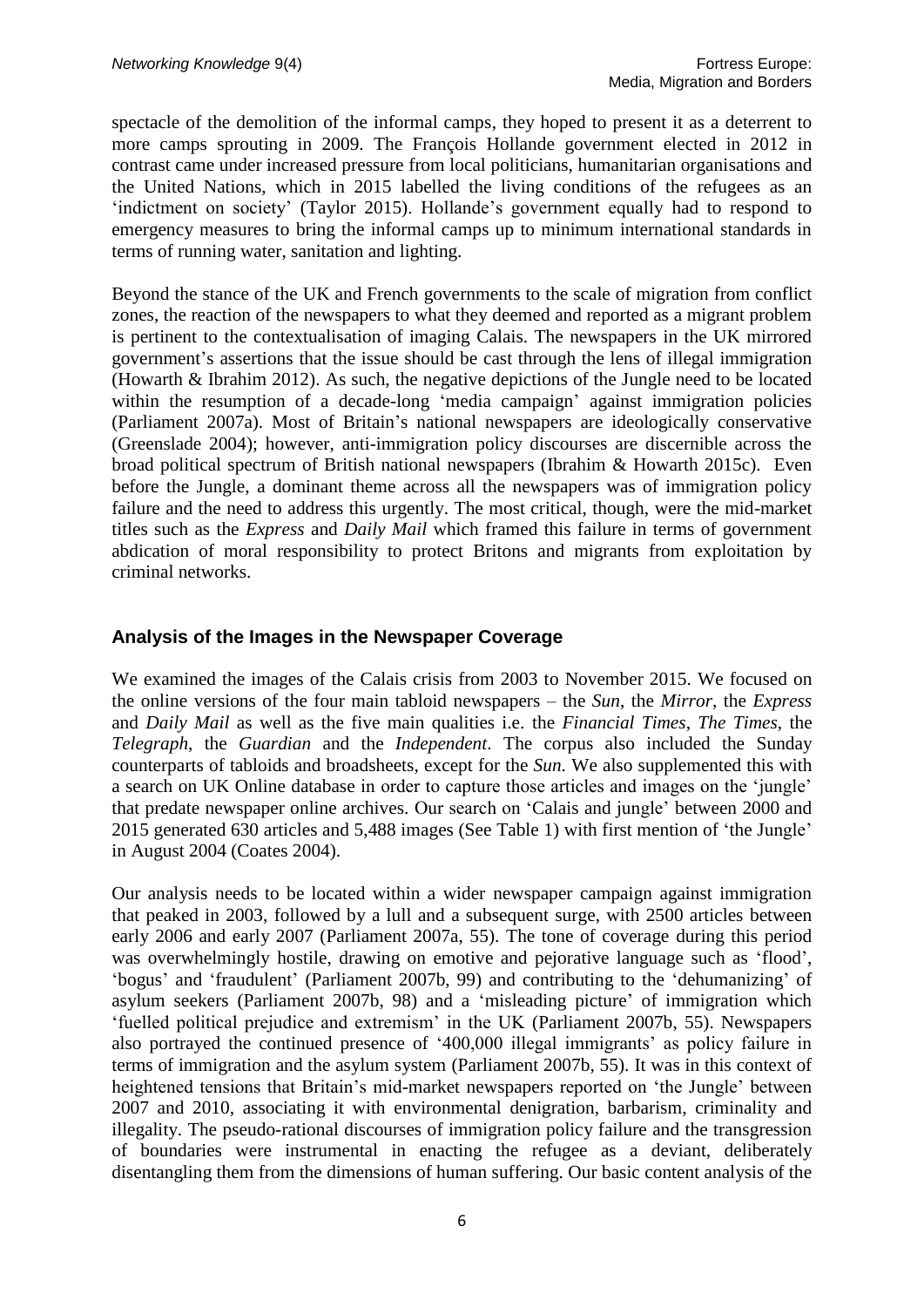spectacle of the demolition of the informal camps, they hoped to present it as a deterrent to more camps sprouting in 2009. The François Hollande government elected in 2012 in contrast came under increased pressure from local politicians, humanitarian organisations and the United Nations, which in 2015 labelled the living conditions of the refugees as an 'indictment on society' (Taylor 2015). Hollande's government equally had to respond to emergency measures to bring the informal camps up to minimum international standards in terms of running water, sanitation and lighting.

Beyond the stance of the UK and French governments to the scale of migration from conflict zones, the reaction of the newspapers to what they deemed and reported as a migrant problem is pertinent to the contextualisation of imaging Calais. The newspapers in the UK mirrored government's assertions that the issue should be cast through the lens of illegal immigration (Howarth & Ibrahim 2012). As such, the negative depictions of the Jungle need to be located within the resumption of a decade-long 'media campaign' against immigration policies (Parliament 2007a). Most of Britain's national newspapers are ideologically conservative (Greenslade 2004); however, anti-immigration policy discourses are discernible across the broad political spectrum of British national newspapers (Ibrahim & Howarth 2015c). Even before the Jungle, a dominant theme across all the newspapers was of immigration policy failure and the need to address this urgently. The most critical, though, were the mid-market titles such as the *Express* and *Daily Mail* which framed this failure in terms of government abdication of moral responsibility to protect Britons and migrants from exploitation by criminal networks.

## Analysis of the Images in the Newspaper Coverage

We examined the images of the Calais crisis from 2003 to November 2015. We focused on the online versions of the four main tabloid newspapers – the *Sun*, the *Mirror*, the *Express* and *Daily Mail* as well as the five main qualities i.e. the *Financial Times*, *The Times*, the *Telegraph*, the *Guardian* and the *Independent*. The corpus also included the Sunday counterparts of tabloids and broadsheets, except for the *Sun*. We also supplemented this with a search on UK Online database in order to capture those articles and images on the 'jungle' that predate newspaper online archives. Our search on 'Calais and jungle' between 2000 and 2015 generated 630 articles and 5,488 images (See Table 1) with first mention of 'the Jungle' in August 2004 (Coates 2004).

Our analysis needs to be located within a wider newspaper campaign against immigration that peaked in 2003, followed by a lull and a subsequent surge, with 2500 articles between early 2006 and early 2007 (Parliament 2007a, 55). The tone of coverage during this period was overwhelmingly hostile, drawing on emotive and pejorative language such as 'flood', 'bogus' and 'fraudulent' (Parliament 2007b, 99) and contributing to the 'dehumanizing' of asylum seekers (Parliament 2007b, 98) and a 'misleading picture' of immigration which 'fuelled political prejudice and extremism' in the UK (Parliament 2007b, 55). Newspapers also portrayed the continued presence of '400,000 illegal immigrants' as policy failure in terms of immigration and the asylum system (Parliament 2007b, 55). It was in this context of heightened tensions that Britain's mid-market newspapers reported on 'the Jungle' between 2007 and 2010, associating it with environmental denigration, barbarism, criminality and illegality. The pseudo-rational discourses of immigration policy failure and the transgression of boundaries were instrumental in enacting the refugee as a deviant, deliberately disentangling them from the dimensions of human suffering. Our basic content analysis of the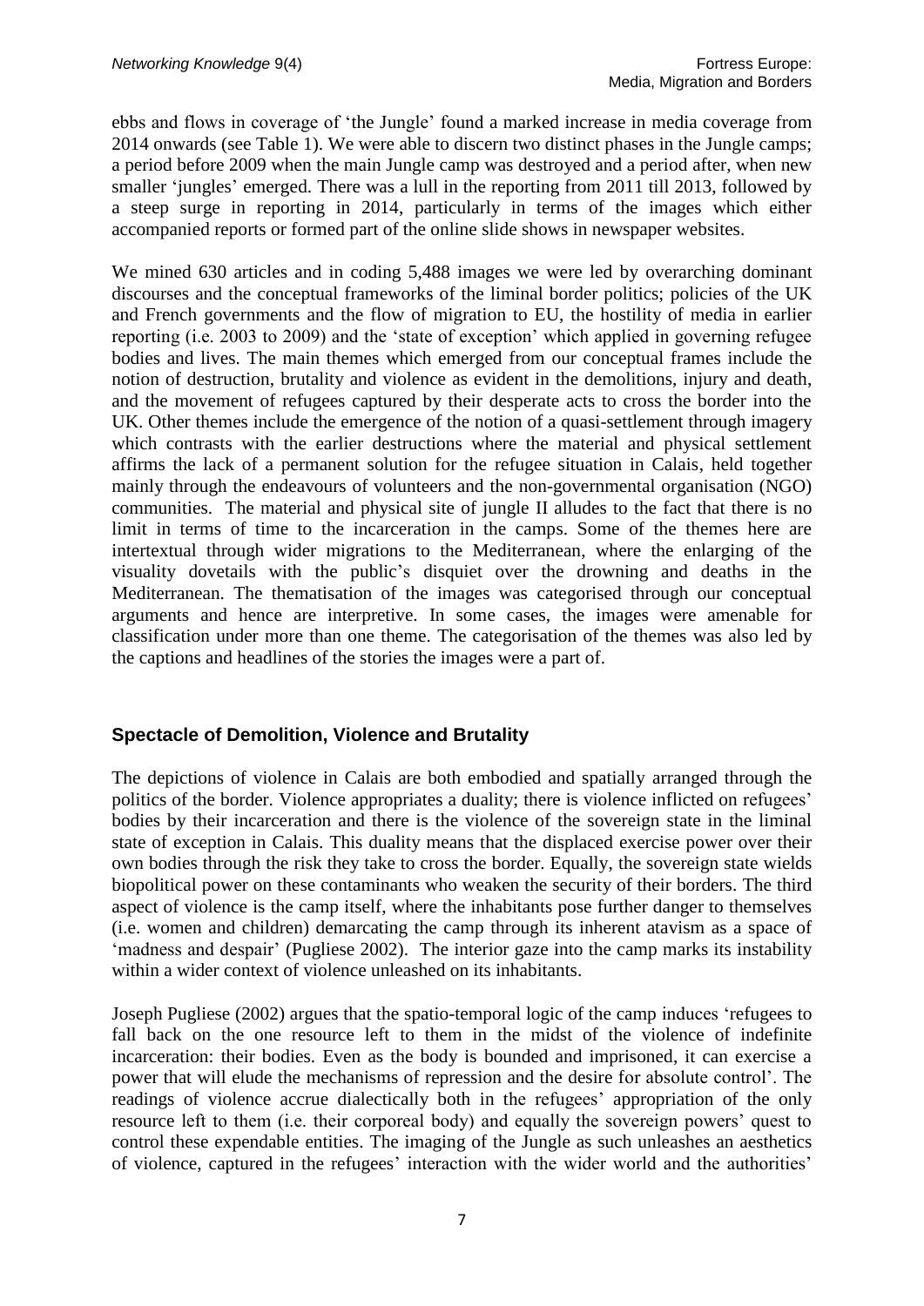ebbs and flows in coverage of 'the Jungle' found a marked increase in media coverage from 2014 onwards (see Table 1). We were able to discern two distinct phases in the Jungle camps; a period before 2009 when the main Jungle camp was destroyed and a period after, when new smaller 'jungles' emerged. There was a lull in the reporting from 2011 till 2013, followed by a steep surge in reporting in 2014, particularly in terms of the images which either accompanied reports or formed part of the online slide shows in newspaper websites.

We mined 630 articles and in coding 5,488 images we were led by overarching dominant discourses and the conceptual frameworks of the liminal border politics; policies of the UK and French governments and the flow of migration to EU, the hostility of media in earlier reporting (i.e. 2003 to 2009) and the 'state of exception' which applied in governing refugee bodies and lives. The main themes which emerged from our conceptual frames include the notion of destruction, brutality and violence as evident in the demolitions, injury and death, and the movement of refugees captured by their desperate acts to cross the border into the UK. Other themes include the emergence of the notion of a quasi-settlement through imagery which contrasts with the earlier destructions where the material and physical settlement affirms the lack of a permanent solution for the refugee situation in Calais, held together mainly through the endeavours of volunteers and the non-governmental organisation (NGO) communities. The material and physical site of jungle II alludes to the fact that there is no limit in terms of time to the incarceration in the camps. Some of the themes here are intertextual through wider migrations to the Mediterranean, where the enlarging of the visuality dovetails with the public's disquiet over the drowning and deaths in the Mediterranean. The thematisation of the images was categorised through our conceptual arguments and hence are interpretive. In some cases, the images were amenable for classification under more than one theme. The categorisation of the themes was also led by the captions and headlines of the stories the images were a part of.

## Spectacle of Demolition, Violence and Brutality

The depictions of violence in Calais are both embodied and spatially arranged through the politics of the border. Violence appropriates a duality; there is violence inflicted on refugees' bodies by their incarceration and there is the violence of the sovereign state in the liminal state of exception in Calais. This duality means that the displaced exercise power over their own bodies through the risk they take to cross the border. Equally, the sovereign state wields biopolitical power on these contaminants who weaken the security of their borders. The third aspect of violence is the camp itself, where the inhabitants pose further danger to themselves (i.e. women and children) demarcating the camp through its inherent atavism as a space of 'madness and despair' (Pugliese 2002). The interior gaze into the camp marks its instability within a wider context of violence unleashed on its inhabitants.

Joseph Pugliese (2002) argues that the spatio-temporal logic of the camp induces 'refugees to fall back on the one resource left to them in the midst of the violence of indefinite incarceration: their bodies. Even as the body is bounded and imprisoned, it can exercise a power that will elude the mechanisms of repression and the desire for absolute control'. The readings of violence accrue dialectically both in the refugees' appropriation of the only resource left to them (i.e. their corporeal body) and equally the sovereign powers' quest to control these expendable entities. The imaging of the Jungle as such unleashes an aesthetics of violence, captured in the refugees' interaction with the wider world and the authorities'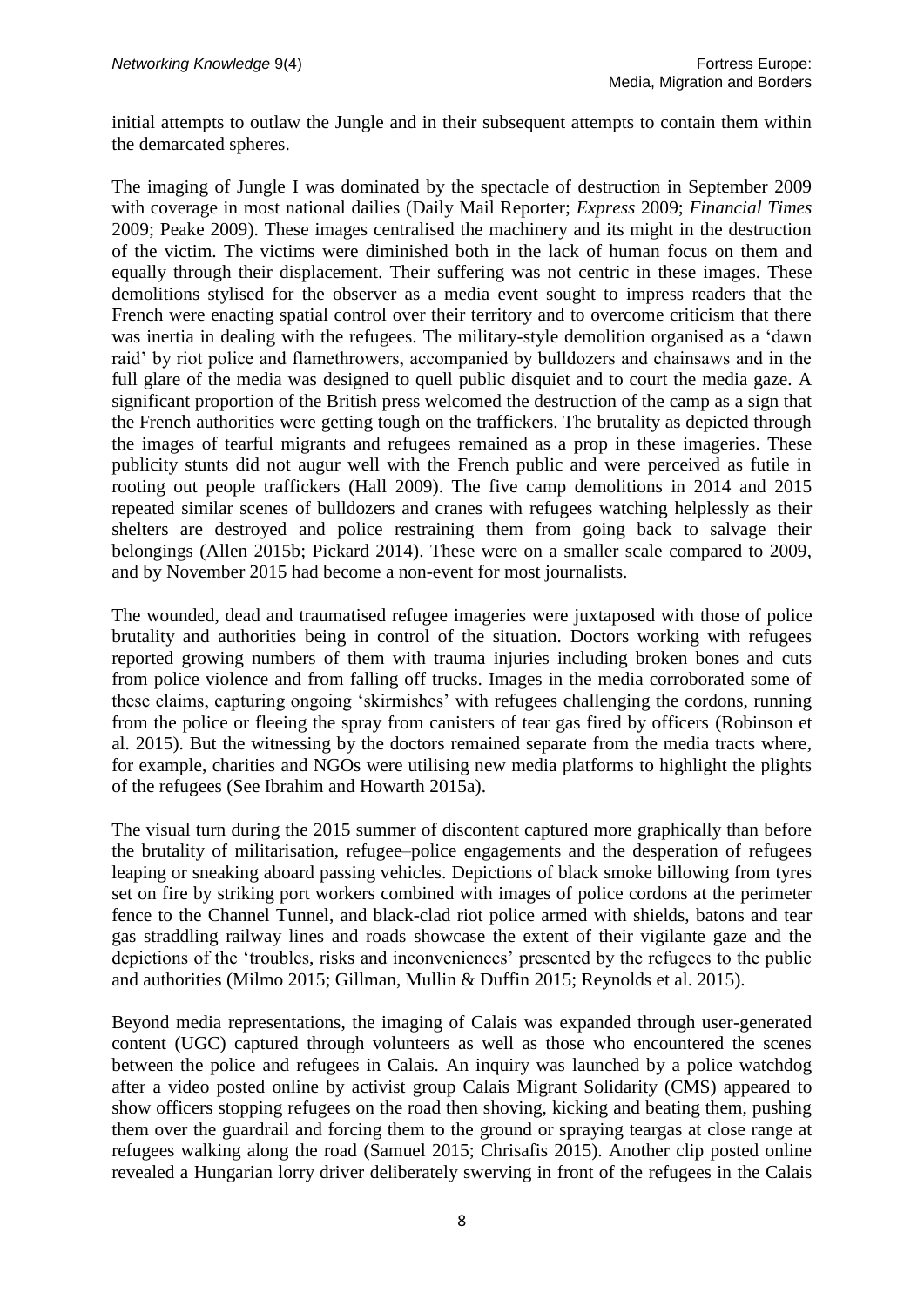initial attempts to outlaw the Jungle and in their subsequent attempts to contain them within the demarcated spheres.

The imaging of Jungle I was dominated by the spectacle of destruction in September 2009 with coverage in most national dailies (Daily Mail Reporter; *Express* 2009; *Financial Times* 2009; Peake 2009). These images centralised the machinery and its might in the destruction of the victim. The victims were diminished both in the lack of human focus on them and equally through their displacement. Their suffering was not centric in these images. These demolitions stylised for the observer as a media event sought to impress readers that the French were enacting spatial control over their territory and to overcome criticism that there was inertia in dealing with the refugees. The military-style demolition organised as a 'dawn raid' by riot police and flamethrowers, accompanied by bulldozers and chainsaws and in the full glare of the media was designed to quell public disquiet and to court the media gaze. A significant proportion of the British press welcomed the destruction of the camp as a sign that the French authorities were getting tough on the traffickers. The brutality as depicted through the images of tearful migrants and refugees remained as a prop in these imageries. These publicity stunts did not augur well with the French public and were perceived as futile in rooting out people traffickers (Hall 2009). The five camp demolitions in 2014 and 2015 repeated similar scenes of bulldozers and cranes with refugees watching helplessly as their shelters are destroyed and police restraining them from going back to salvage their belongings (Allen 2015b; Pickard 2014). These were on a smaller scale compared to 2009, and by November 2015 had become a non-event for most journalists.

The wounded, dead and traumatised refugee imageries were juxtaposed with those of police brutality and authorities being in control of the situation. Doctors working with refugees reported growing numbers of them with trauma injuries including broken bones and cuts from police violence and from falling off trucks. Images in the media corroborated some of these claims, capturing ongoing 'skirmishes' with refugees challenging the cordons, running from the police or fleeing the spray from canisters of tear gas fired by officers (Robinson et al. 2015). But the witnessing by the doctors remained separate from the media tracts where, for example, charities and NGOs were utilising new media platforms to highlight the plights of the refugees (See Ibrahim and Howarth 2015a).

The visual turn during the 2015 summer of discontent captured more graphically than before the brutality of militarisation, refugee–police engagements and the desperation of refugees leaping or sneaking aboard passing vehicles. Depictions of black smoke billowing from tyres set on fire by striking port workers combined with images of police cordons at the perimeter fence to the Channel Tunnel, and black-clad riot police armed with shields, batons and tear gas straddling railway lines and roads showcase the extent of their vigilante gaze and the depictions of the 'troubles, risks and inconveniences' presented by the refugees to the public and authorities (Milmo 2015; Gillman, Mullin & Duffin 2015; Reynolds et al. 2015).

Beyond media representations, the imaging of Calais was expanded through user-generated content (UGC) captured through volunteers as well as those who encountered the scenes between the police and refugees in Calais. An inquiry was launched by a police watchdog after a video posted online by activist group Calais Migrant Solidarity (CMS) appeared to show officers stopping refugees on the road then shoving, kicking and beating them, pushing them over the guardrail and forcing them to the ground or spraying teargas at close range at refugees walking along the road (Samuel 2015; Chrisafis 2015). Another clip posted online revealed a Hungarian lorry driver deliberately swerving in front of the refugees in the Calais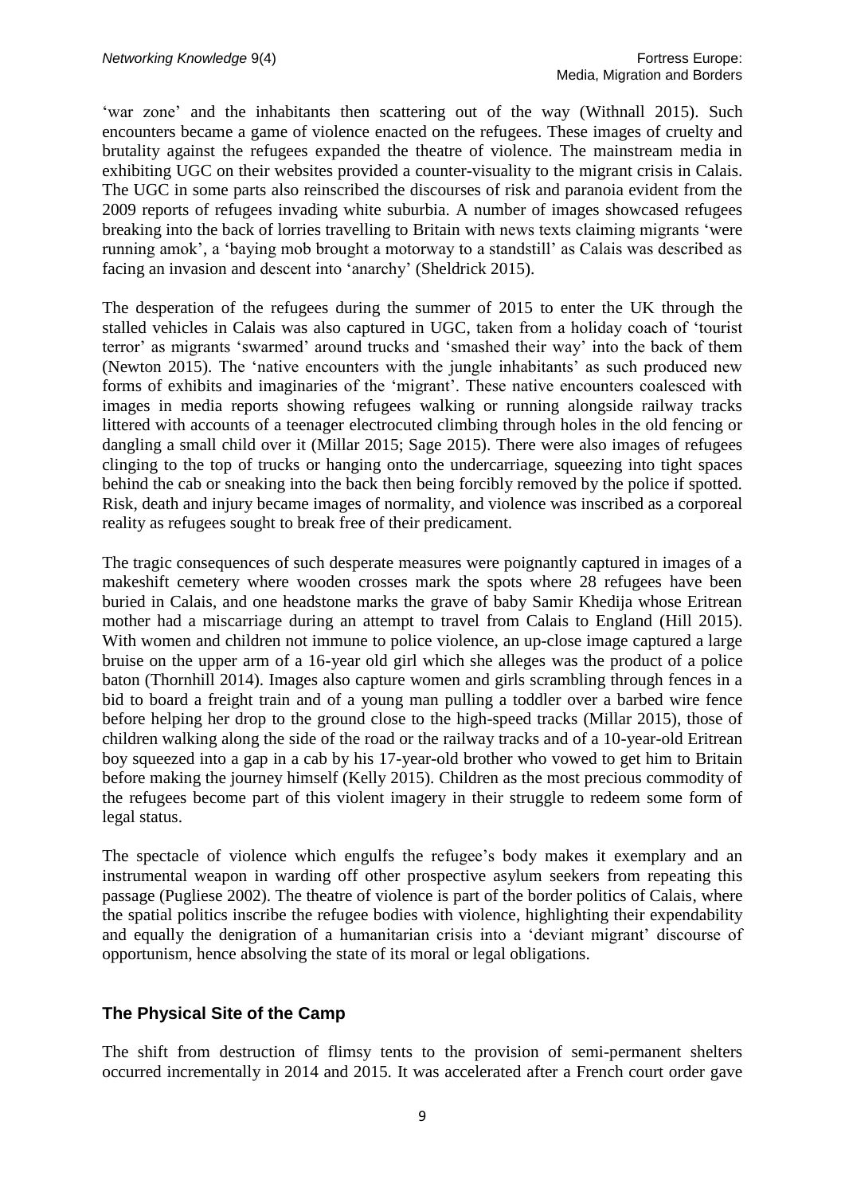'war zone' and the inhabitants then scattering out of the way (Withnall 2015). Such encounters became a game of violence enacted on the refugees. These images of cruelty and brutality against the refugees expanded the theatre of violence. The mainstream media in exhibiting UGC on their websites provided a counter-visuality to the migrant crisis in Calais. The UGC in some parts also reinscribed the discourses of risk and paranoia evident from the 2009 reports of refugees invading white suburbia. A number of images showcased refugees breaking into the back of lorries travelling to Britain with news texts claiming migrants 'were running amok', a 'baying mob brought a motorway to a standstill' as Calais was described as facing an invasion and descent into 'anarchy' (Sheldrick 2015).

The desperation of the refugees during the summer of 2015 to enter the UK through the stalled vehicles in Calais was also captured in UGC, taken from a holiday coach of 'tourist terror' as migrants 'swarmed' around trucks and 'smashed their way' into the back of them (Newton 2015). The 'native encounters with the jungle inhabitants' as such produced new forms of exhibits and imaginaries of the 'migrant'. These native encounters coalesced with images in media reports showing refugees walking or running alongside railway tracks littered with accounts of a teenager electrocuted climbing through holes in the old fencing or dangling a small child over it (Millar 2015; Sage 2015). There were also images of refugees clinging to the top of trucks or hanging onto the undercarriage, squeezing into tight spaces behind the cab or sneaking into the back then being forcibly removed by the police if spotted. Risk, death and injury became images of normality, and violence was inscribed as a corporeal reality as refugees sought to break free of their predicament.

The tragic consequences of such desperate measures were poignantly captured in images of a makeshift cemetery where wooden crosses mark the spots where 28 refugees have been buried in Calais, and one headstone marks the grave of baby Samir Khedija whose Eritrean mother had a miscarriage during an attempt to travel from Calais to England (Hill 2015). With women and children not immune to police violence, an up-close image captured a large bruise on the upper arm of a 16-year old girl which she alleges was the product of a police baton (Thornhill 2014). Images also capture women and girls scrambling through fences in a bid to board a freight train and of a young man pulling a toddler over a barbed wire fence before helping her drop to the ground close to the high-speed tracks (Millar 2015), those of children walking along the side of the road or the railway tracks and of a 10-year-old Eritrean boy squeezed into a gap in a cab by his 17-year-old brother who vowed to get him to Britain before making the journey himself (Kelly 2015). Children as the most precious commodity of the refugees become part of this violent imagery in their struggle to redeem some form of legal status.

The spectacle of violence which engulfs the refugee's body makes it exemplary and an instrumental weapon in warding off other prospective asylum seekers from repeating this passage (Pugliese 2002). The theatre of violence is part of the border politics of Calais, where the spatial politics inscribe the refugee bodies with violence, highlighting their expendability and equally the denigration of a humanitarian crisis into a 'deviant migrant' discourse of opportunism, hence absolving the state of its moral or legal obligations.

## The Physical Site of the Camp

The shift from destruction of flimsy tents to the provision of semi-permanent shelters occurred incrementally in 2014 and 2015. It was accelerated after a French court order gave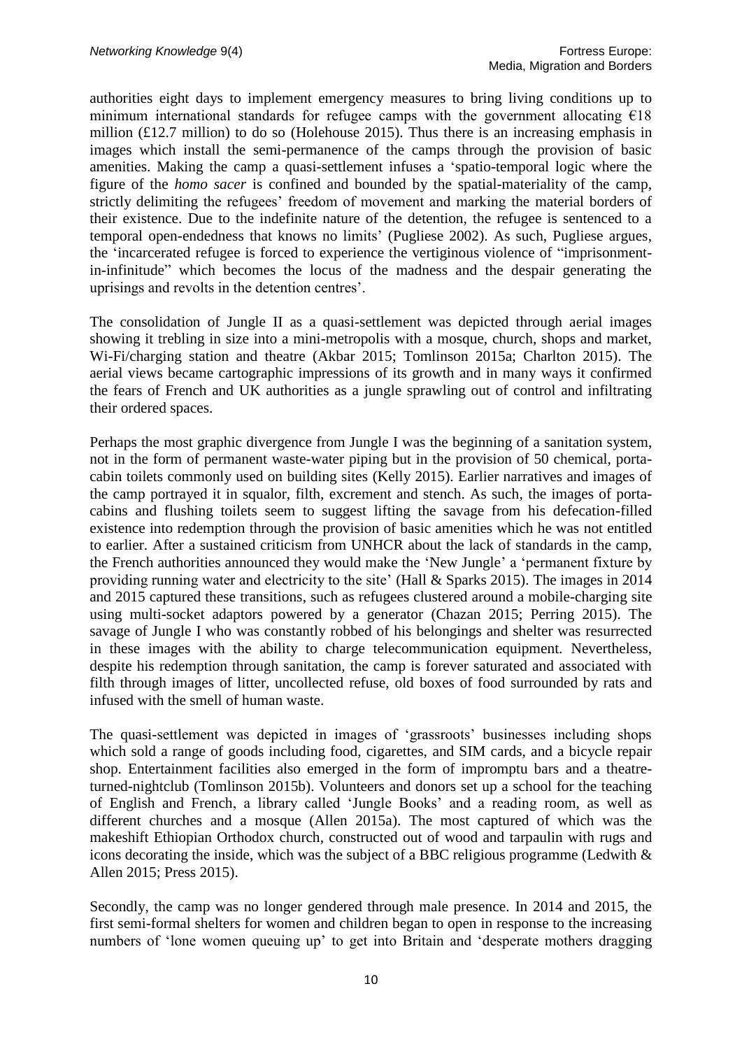authorities eight days to implement emergency measures to bring living conditions up to minimum international standards for refugee camps with the government allocating €18 million (£12.7 million) to do so (Holehouse 2015). Thus there is an increasing emphasis in images which install the semi-permanence of the camps through the provision of basic amenities. Making the camp a quasi-settlement infuses a 'spatio-temporal logic where the figure of the *homo sacer* is confined and bounded by the spatial-materiality of the camp, strictly delimiting the refugees' freedom of movement and marking the material borders of their existence. Due to the indefinite nature of the detention, the refugee is sentenced to a temporal open-endedness that knows no limits' (Pugliese 2002). As such, Pugliese argues, the 'incarcerated refugee is forced to experience the vertiginous violence of "imprisonment-in-infinitude" which becomes the locus of the madness and the despair generating the uprisings and revolts in the detention centres'.

The consolidation of Jungle II as a quasi-settlement was depicted through aerial images showing it trebling in size into a mini-metropolis with a mosque, church, shops and market, Wi-Fi/charging station and theatre (Akbar 2015; Tomlinson 2015a; Charlton 2015). The aerial views became cartographic impressions of its growth and in many ways it confirmed the fears of French and UK authorities as a jungle sprawling out of control and infiltrating their ordered spaces.

Perhaps the most graphic divergence from Jungle I was the beginning of a sanitation system, not in the form of permanent waste-water piping but in the provision of 50 chemical, porta-cabin toilets commonly used on building sites (Kelly 2015). Earlier narratives and images of the camp portrayed it in squalor, filth, excrement and stench. As such, the images of porta-cabins and flushing toilets seem to suggest lifting the savage from his defecation-filled existence into redemption through the provision of basic amenities which he was not entitled to earlier. After a sustained criticism from UNHCR about the lack of standards in the camp, the French authorities announced they would make the 'New Jungle' a 'permanent fixture by providing running water and electricity to the site' (Hall & Sparks 2015). The images in 2014 and 2015 captured these transitions, such as refugees clustered around a mobile-charging site using multi-socket adaptors powered by a generator (Chazan 2015; Perring 2015). The savage of Jungle I who was constantly robbed of his belongings and shelter was resurrected in these images with the ability to charge telecommunication equipment. Nevertheless, despite his redemption through sanitation, the camp is forever saturated and associated with filth through images of litter, uncollected refuse, old boxes of food surrounded by rats and infused with the smell of human waste.

The quasi-settlement was depicted in images of 'grassroots' businesses including shops which sold a range of goods including food, cigarettes, and SIM cards, and a bicycle repair shop. Entertainment facilities also emerged in the form of impromptu bars and a theatre-turned-nightclub (Tomlinson 2015b). Volunteers and donors set up a school for the teaching of English and French, a library called 'Jungle Books' and a reading room, as well as different churches and a mosque (Allen 2015a). The most captured of which was the makeshift Ethiopian Orthodox church, constructed out of wood and tarpaulin with rugs and icons decorating the inside, which was the subject of a BBC religious programme (Ledwith & Allen 2015; Press 2015).

Secondly, the camp was no longer gendered through male presence. In 2014 and 2015, the first semi-formal shelters for women and children began to open in response to the increasing numbers of 'lone women queuing up' to get into Britain and 'desperate mothers dragging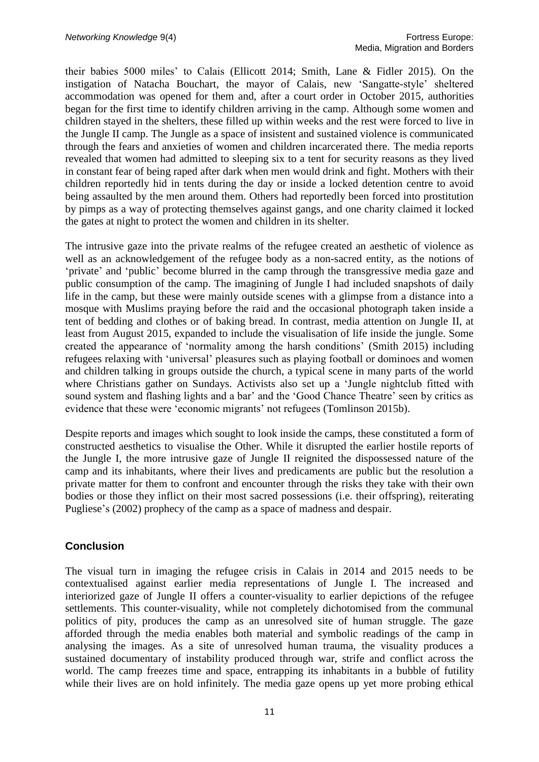their babies 5000 miles' to Calais (Ellicott 2014; Smith, Lane & Fidler 2015). On the instigation of Natacha Bouchart, the mayor of Calais, new 'Sangatte-style' sheltered accommodation was opened for them and, after a court order in October 2015, authorities began for the first time to identify children arriving in the camp. Although some women and children stayed in the shelters, these filled up within weeks and the rest were forced to live in the Jungle II camp. The Jungle as a space of insistent and sustained violence is communicated through the fears and anxieties of women and children incarcerated there. The media reports revealed that women had admitted to sleeping six to a tent for security reasons as they lived in constant fear of being raped after dark when men would drink and fight. Mothers with their children reportedly hid in tents during the day or inside a locked detention centre to avoid being assaulted by the men around them. Others had reportedly been forced into prostitution by pimps as a way of protecting themselves against gangs, and one charity claimed it locked the gates at night to protect the women and children in its shelter.

The intrusive gaze into the private realms of the refugee created an aesthetic of violence as well as an acknowledgement of the refugee body as a non-sacred entity, as the notions of 'private' and 'public' become blurred in the camp through the transgressive media gaze and public consumption of the camp. The imagining of Jungle I had included snapshots of daily life in the camp, but these were mainly outside scenes with a glimpse from a distance into a mosque with Muslims praying before the raid and the occasional photograph taken inside a tent of bedding and clothes or of baking bread. In contrast, media attention on Jungle II, at least from August 2015, expanded to include the visualisation of life inside the jungle. Some created the appearance of 'normality among the harsh conditions' (Smith 2015) including refugees relaxing with 'universal' pleasures such as playing football or dominoes and women and children talking in groups outside the church, a typical scene in many parts of the world where Christians gather on Sundays. Activists also set up a 'Jungle nightclub fitted with sound system and flashing lights and a bar' and the 'Good Chance Theatre' seen by critics as evidence that these were 'economic migrants' not refugees (Tomlinson 2015b).

Despite reports and images which sought to look inside the camps, these constituted a form of constructed aesthetics to visualise the Other. While it disrupted the earlier hostile reports of the Jungle I, the more intrusive gaze of Jungle II reignited the dispossessed nature of the camp and its inhabitants, where their lives and predicaments are public but the resolution a private matter for them to confront and encounter through the risks they take with their own bodies or those they inflict on their most sacred possessions (i.e. their offspring), reiterating Pugliese's (2002) prophecy of the camp as a space of madness and despair.

## Conclusion

The visual turn in imaging the refugee crisis in Calais in 2014 and 2015 needs to be contextualised against earlier media representations of Jungle I. The increased and interiorized gaze of Jungle II offers a counter-visuality to earlier depictions of the refugee settlements. This counter-visuality, while not completely dichotomised from the communal politics of pity, produces the camp as an unresolved site of human struggle. The gaze afforded through the media enables both material and symbolic readings of the camp in analysing the images. As a site of unresolved human trauma, the visuality produces a sustained documentary of instability produced through war, strife and conflict across the world. The camp freezes time and space, entrapping its inhabitants in a bubble of futility while their lives are on hold infinitely. The media gaze opens up yet more probing ethical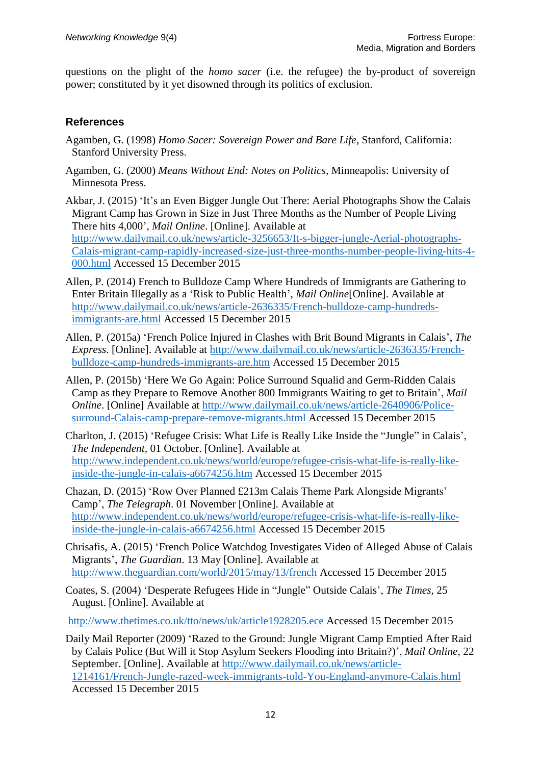questions on the plight of the *homo sacer* (i.e. the refugee) the by-product of sovereign power; constituted by it yet disowned through its politics of exclusion.

## References

Agamben, G. (1998) *Homo Sacer: Sovereign Power and Bare Life*, Stanford, California: Stanford University Press.

Agamben, G. (2000) *Means Without End: Notes on Politics*, Minneapolis: University of Minnesota Press.

Akbar, J. (2015) 'It's an Even Bigger Jungle Out There: Aerial Photographs Show the Calais Migrant Camp has Grown in Size in Just Three Months as the Number of People Living There hits 4,000', *Mail Online*. [Online]. Available at http://www.dailymail.co.uk/news/article-3256653/It-s-bigger-jungle-Aerial-photographs-Calais-migrant-camp-rapidly-increased-size-just-three-months-number-people-living-hits-4-000.html Accessed 15 December 2015

Allen, P. (2014) French to Bulldoze Camp Where Hundreds of Immigrants are Gathering to Enter Britain Illegally as a 'Risk to Public Health', *Mail Online*[Online]. Available at http://www.dailymail.co.uk/news/article-2636335/French-bulldoze-camp-hundreds-immigrants-are.html Accessed 15 December 2015

Allen, P. (2015a) 'French Police Injured in Clashes with Brit Bound Migrants in Calais', *The Express*. [Online]. Available at http://www.dailymail.co.uk/news/article-2636335/French-bulldoze-camp-hundreds-immigrants-are.htm Accessed 15 December 2015

Allen, P. (2015b) 'Here We Go Again: Police Surround Squalid and Germ-Ridden Calais Camp as they Prepare to Remove Another 800 Immigrants Waiting to get to Britain', *Mail Online*. [Online] Available at http://www.dailymail.co.uk/news/article-2640906/Police-surround-Calais-camp-prepare-remove-migrants.html Accessed 15 December 2015

Charlton, J. (2015) 'Refugee Crisis: What Life is Really Like Inside the "Jungle" in Calais', *The Independent*, 01 October. [Online]. Available at http://www.independent.co.uk/news/world/europe/refugee-crisis-what-life-is-really-like-inside-the-jungle-in-calais-a6674256.htm Accessed 15 December 2015

Chazan, D. (2015) 'Row Over Planned £213m Calais Theme Park Alongside Migrants' Camp', *The Telegraph*. 01 November [Online]. Available at http://www.independent.co.uk/news/world/europe/refugee-crisis-what-life-is-really-like-inside-the-jungle-in-calais-a6674256.html Accessed 15 December 2015

Chrisafis, A. (2015) 'French Police Watchdog Investigates Video of Alleged Abuse of Calais Migrants', *The Guardian*. 13 May [Online]. Available at http://www.theguardian.com/world/2015/may/13/french Accessed 15 December 2015

Coates, S. (2004) 'Desperate Refugees Hide in "Jungle" Outside Calais', *The Times*, 25 August. [Online]. Available at

http://www.thetimes.co.uk/tto/news/uk/article1928205.ece Accessed 15 December 2015

Daily Mail Reporter (2009) 'Razed to the Ground: Jungle Migrant Camp Emptied After Raid by Calais Police (But Will it Stop Asylum Seekers Flooding into Britain?)', *Mail Online*, 22 September. [Online]. Available at http://www.dailymail.co.uk/news/article-1214161/French-Jungle-razed-week-immigrants-told-You-England-anymore-Calais.html Accessed 15 December 2015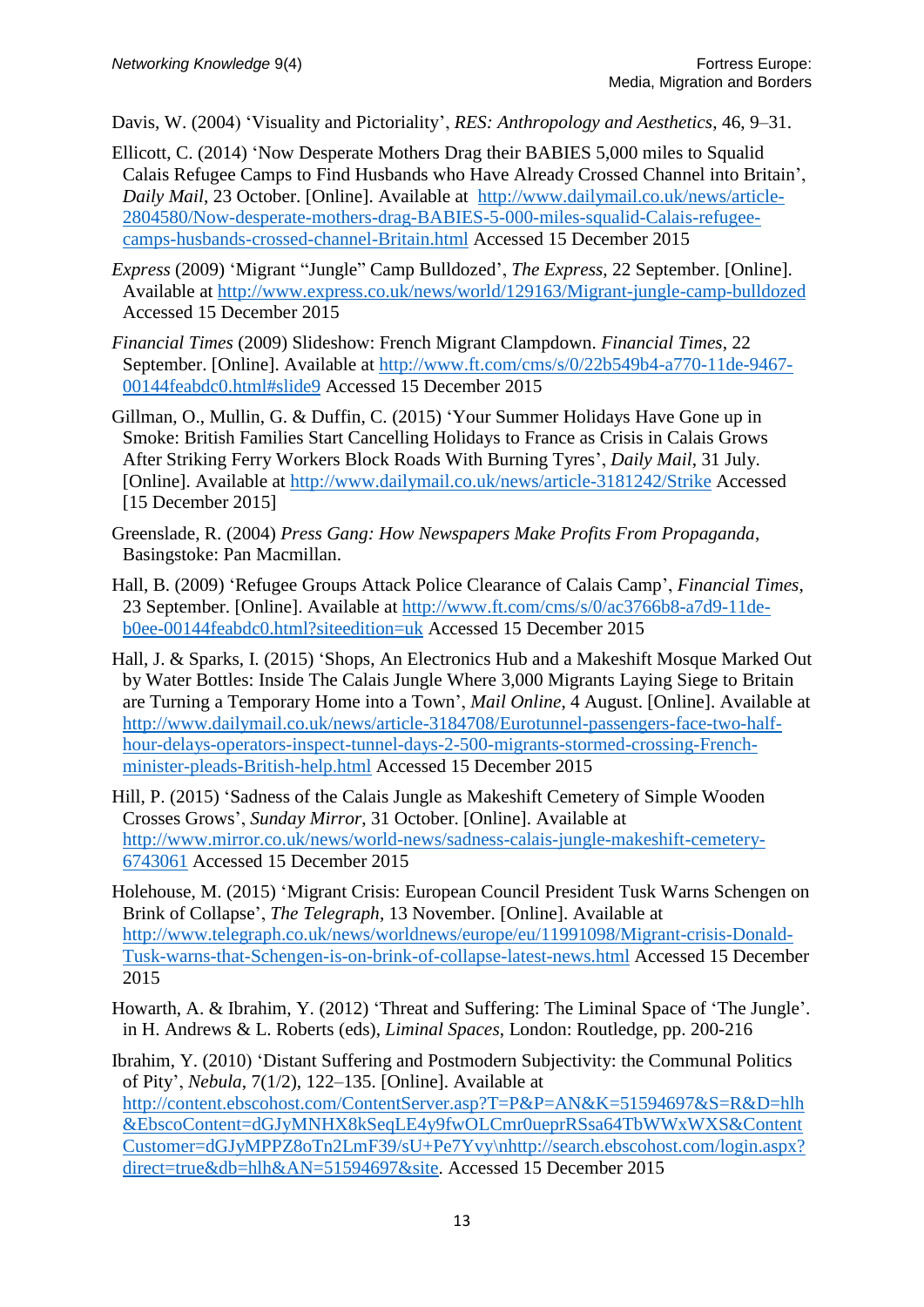Davis, W. (2004) 'Visuality and Pictoriality', *RES: Anthropology and Aesthetics*, 46, 9–31.

Ellicott, C. (2014) 'Now Desperate Mothers Drag their BABIES 5,000 miles to Squalid Calais Refugee Camps to Find Husbands who Have Already Crossed Channel into Britain', *Daily Mail*, 23 October. [Online]. Available at http://www.dailymail.co.uk/news/article-2804580/Now-desperate-mothers-drag-BABIES-5-000-miles-squalid-Calais-refugee-camps-husbands-crossed-channel-Britain.html Accessed 15 December 2015

*Express* (2009) 'Migrant "Jungle" Camp Bulldozed', *The Express*, 22 September. [Online]. Available at http://www.express.co.uk/news/world/129163/Migrant-jungle-camp-bulldozed Accessed 15 December 2015

*Financial Times* (2009) Slideshow: French Migrant Clampdown. *Financial Times*, 22 September. [Online]. Available at http://www.ft.com/cms/s/0/22b549b4-a770-11de-9467-00144feabdc0.html#slide9 Accessed 15 December 2015

Gillman, O., Mullin, G. & Duffin, C. (2015) 'Your Summer Holidays Have Gone up in Smoke: British Families Start Cancelling Holidays to France as Crisis in Calais Grows After Striking Ferry Workers Block Roads With Burning Tyres', *Daily Mail*, 31 July. [Online]. Available at http://www.dailymail.co.uk/news/article-3181242/Strike Accessed [15 December 2015]

Greenslade, R. (2004) *Press Gang: How Newspapers Make Profits From Propaganda*, Basingstoke: Pan Macmillan.

Hall, B. (2009) 'Refugee Groups Attack Police Clearance of Calais Camp', *Financial Times*, 23 September. [Online]. Available at http://www.ft.com/cms/s/0/ac3766b8-a7d9-11de-b0ee-00144feabdc0.html?siteedition=uk Accessed 15 December 2015

Hall, J. & Sparks, I. (2015) 'Shops, An Electronics Hub and a Makeshift Mosque Marked Out by Water Bottles: Inside The Calais Jungle Where 3,000 Migrants Laying Siege to Britain are Turning a Temporary Home into a Town', *Mail Online*, 4 August. [Online]. Available at http://www.dailymail.co.uk/news/article-3184708/Eurotunnel-passengers-face-two-half-hour-delays-operators-inspect-tunnel-days-2-500-migrants-stormed-crossing-French-minister-pleads-British-help.html Accessed 15 December 2015

Hill, P. (2015) 'Sadness of the Calais Jungle as Makeshift Cemetery of Simple Wooden Crosses Grows', *Sunday Mirror*, 31 October. [Online]. Available at http://www.mirror.co.uk/news/world-news/sadness-calais-jungle-makeshift-cemetery-6743061 Accessed 15 December 2015

Holehouse, M. (2015) 'Migrant Crisis: European Council President Tusk Warns Schengen on Brink of Collapse', *The Telegraph*, 13 November. [Online]. Available at http://www.telegraph.co.uk/news/worldnews/europe/eu/11991098/Migrant-crisis-Donald-Tusk-warns-that-Schengen-is-on-brink-of-collapse-latest-news.html Accessed 15 December 2015

Howarth, A. & Ibrahim, Y. (2012) 'Threat and Suffering: The Liminal Space of 'The Jungle'. in H. Andrews & L. Roberts (eds), *Liminal Spaces*, London: Routledge, pp. 200-216

Ibrahim, Y. (2010) 'Distant Suffering and Postmodern Subjectivity: the Communal Politics of Pity', *Nebula*, 7(1/2), 122–135. [Online]. Available at http://content.ebscohost.com/ContentServer.asp?T=P&P=AN&K=51594697&S=R&D=hlh&EbscoContent=dGJyMNHX8kSeqLE4y9fwOLCmr0ueprRSsa64TbWWxWXS&ContentCustomer=dGJyMPPZ8oTn2LmF39/sU+Pe7Yvy\nhttp://search.ebscohost.com/login.aspx?direct=true&db=hlh&AN=51594697&site. Accessed 15 December 2015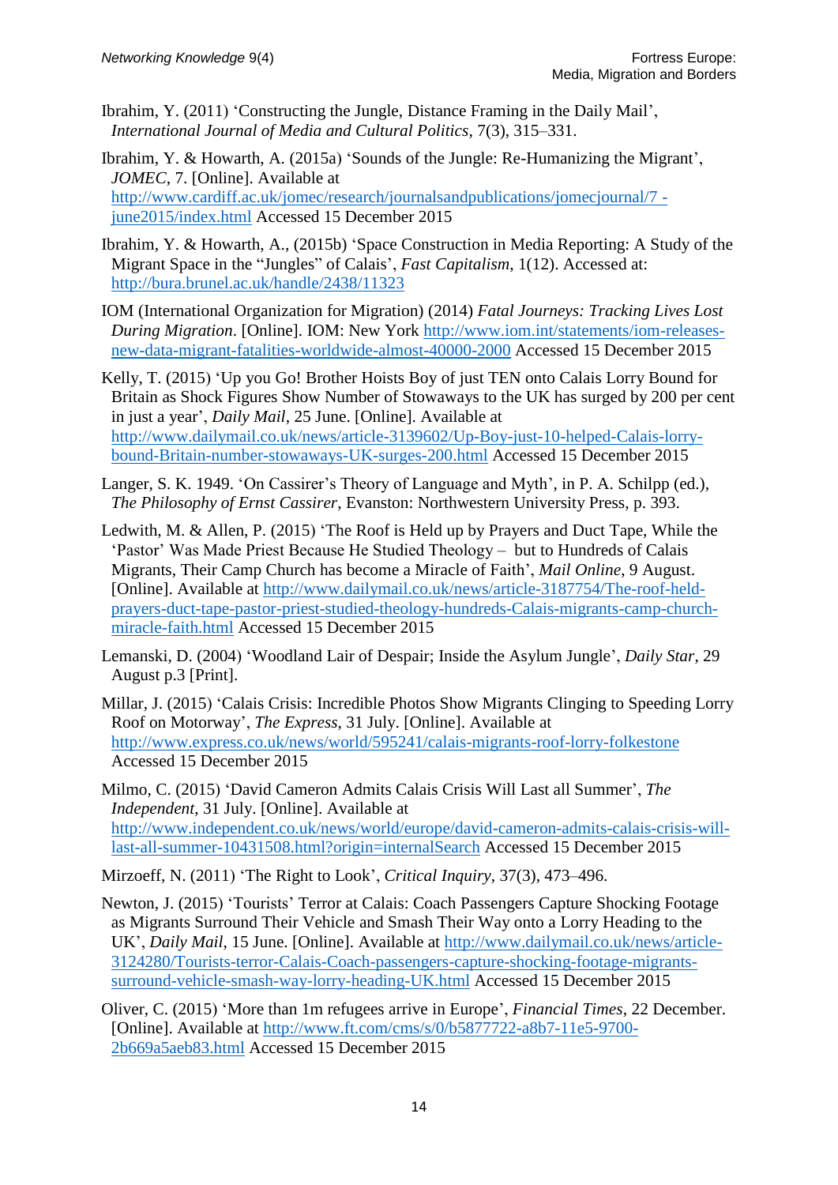Ibrahim, Y. (2011) 'Constructing the Jungle, Distance Framing in the Daily Mail', *International Journal of Media and Cultural Politics*, 7(3), 315–331.

Ibrahim, Y. & Howarth, A. (2015a) 'Sounds of the Jungle: Re-Humanizing the Migrant', *JOMEC*, 7. [Online]. Available at http://www.cardiff.ac.uk/jomec/research/journalsandpublications/jomecjournal/7 -june2015/index.html Accessed 15 December 2015

Ibrahim, Y. & Howarth, A., (2015b) 'Space Construction in Media Reporting: A Study of the Migrant Space in the "Jungles" of Calais', *Fast Capitalism*, 1(12). Accessed at: http://bura.brunel.ac.uk/handle/2438/11323

IOM (International Organization for Migration) (2014) *Fatal Journeys: Tracking Lives Lost During Migration*. [Online]. IOM: New York http://www.iom.int/statements/iom-releases-new-data-migrant-fatalities-worldwide-almost-40000-2000 Accessed 15 December 2015

Kelly, T. (2015) 'Up you Go! Brother Hoists Boy of just TEN onto Calais Lorry Bound for Britain as Shock Figures Show Number of Stowaways to the UK has surged by 200 per cent in just a year', *Daily Mail*, 25 June. [Online]. Available at http://www.dailymail.co.uk/news/article-3139602/Up-Boy-just-10-helped-Calais-lorry-bound-Britain-number-stowaways-UK-surges-200.html Accessed 15 December 2015

Langer, S. K. 1949. 'On Cassirer's Theory of Language and Myth', in P. A. Schilpp (ed.), *The Philosophy of Ernst Cassirer*, Evanston: Northwestern University Press, p. 393.

Ledwith, M. & Allen, P. (2015) 'The Roof is Held up by Prayers and Duct Tape, While the 'Pastor' Was Made Priest Because He Studied Theology – but to Hundreds of Calais Migrants, Their Camp Church has become a Miracle of Faith', *Mail Online*, 9 August. [Online]. Available at http://www.dailymail.co.uk/news/article-3187754/The-roof-held-prayers-duct-tape-pastor-priest-studied-theology-hundreds-Calais-migrants-camp-church-miracle-faith.html Accessed 15 December 2015

Lemanski, D. (2004) 'Woodland Lair of Despair; Inside the Asylum Jungle', *Daily Star*, 29 August p.3 [Print].

Millar, J. (2015) 'Calais Crisis: Incredible Photos Show Migrants Clinging to Speeding Lorry Roof on Motorway', *The Express*, 31 July. [Online]. Available at http://www.express.co.uk/news/world/595241/calais-migrants-roof-lorry-folkestone Accessed 15 December 2015

Milmo, C. (2015) 'David Cameron Admits Calais Crisis Will Last all Summer', *The Independent*, 31 July. [Online]. Available at http://www.independent.co.uk/news/world/europe/david-cameron-admits-calais-crisis-will-last-all-summer-10431508.html?origin=internalSearch Accessed 15 December 2015

Mirzoeff, N. (2011) 'The Right to Look', *Critical Inquiry*, 37(3), 473–496.

Newton, J. (2015) 'Tourists' Terror at Calais: Coach Passengers Capture Shocking Footage as Migrants Surround Their Vehicle and Smash Their Way onto a Lorry Heading to the UK', *Daily Mail*, 15 June. [Online]. Available at http://www.dailymail.co.uk/news/article-3124280/Tourists-terror-Calais-Coach-passengers-capture-shocking-footage-migrants-surround-vehicle-smash-way-lorry-heading-UK.html Accessed 15 December 2015

Oliver, C. (2015) 'More than 1m refugees arrive in Europe', *Financial Times*, 22 December. [Online]. Available at http://www.ft.com/cms/s/0/b5877722-a8b7-11e5-9700-2b669a5aeb83.html Accessed 15 December 2015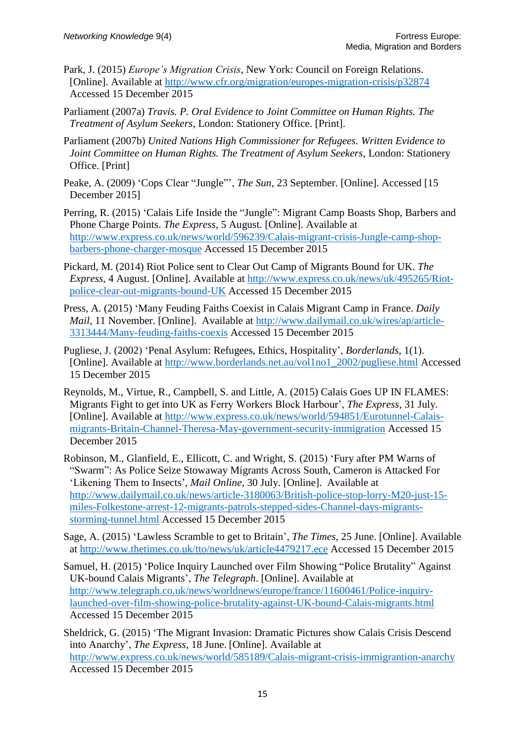Park, J. (2015) *Europe's Migration Crisis*, New York: Council on Foreign Relations. [Online]. Available at http://www.cfr.org/migration/europes-migration-crisis/p32874 Accessed 15 December 2015

Parliament (2007a) *Travis. P. Oral Evidence to Joint Committee on Human Rights. The Treatment of Asylum Seekers*, London: Stationery Office. [Print].

Parliament (2007b) *United Nations High Commissioner for Refugees. Written Evidence to Joint Committee on Human Rights. The Treatment of Asylum Seekers*, London: Stationery Office. [Print]

Peake, A. (2009) 'Cops Clear "Jungle"', *The Sun*, 23 September. [Online]. Accessed [15 December 2015]

Perring, R. (2015) 'Calais Life Inside the "Jungle": Migrant Camp Boasts Shop, Barbers and Phone Charge Points. *The Express*, 5 August. [Online]. Available at http://www.express.co.uk/news/world/596239/Calais-migrant-crisis-Jungle-camp-shop-barbers-phone-charger-mosque Accessed 15 December 2015

Pickard, M. (2014) Riot Police sent to Clear Out Camp of Migrants Bound for UK. *The Express*, 4 August. [Online]. Available at http://www.express.co.uk/news/uk/495265/Riot-police-clear-out-migrants-bound-UK Accessed 15 December 2015

Press, A. (2015) 'Many Feuding Faiths Coexist in Calais Migrant Camp in France. *Daily Mail*, 11 November. [Online]. Available at http://www.dailymail.co.uk/wires/ap/article-3313444/Many-feuding-faiths-coexis Accessed 15 December 2015

Pugliese, J. (2002) 'Penal Asylum: Refugees, Ethics, Hospitality', *Borderlands*, 1(1). [Online]. Available at http://www.borderlands.net.au/vol1no1_2002/pugliese.html Accessed 15 December 2015

Reynolds, M., Virtue, R., Campbell, S. and Little, A. (2015) Calais Goes UP IN FLAMES: Migrants Fight to get into UK as Ferry Workers Block Harbour', *The Express*, 31 July. [Online]. Available at http://www.express.co.uk/news/world/594851/Eurotunnel-Calais-migrants-Britain-Channel-Theresa-May-government-security-immigration Accessed 15 December 2015

Robinson, M., Glanfield, E., Ellicott, C. and Wright, S. (2015) 'Fury after PM Warns of "Swarm": As Police Seize Stowaway Migrants Across South, Cameron is Attacked For 'Likening Them to Insects', *Mail Online*, 30 July. [Online]. Available at http://www.dailymail.co.uk/news/article-3180063/British-police-stop-lorry-M20-just-15-miles-Folkestone-arrest-12-migrants-patrols-stepped-sides-Channel-days-migrants-storming-tunnel.html Accessed 15 December 2015

Sage, A. (2015) 'Lawless Scramble to get to Britain', *The Times*, 25 June. [Online]. Available at http://www.thetimes.co.uk/tto/news/uk/article4479217.ece Accessed 15 December 2015

Samuel, H. (2015) 'Police Inquiry Launched over Film Showing "Police Brutality" Against UK-bound Calais Migrants', *The Telegraph*. [Online]. Available at http://www.telegraph.co.uk/news/worldnews/europe/france/11600461/Police-inquiry-launched-over-film-showing-police-brutality-against-UK-bound-Calais-migrants.html Accessed 15 December 2015

Sheldrick, G. (2015) 'The Migrant Invasion: Dramatic Pictures show Calais Crisis Descend into Anarchy', *The Express*, 18 June. [Online]. Available at http://www.express.co.uk/news/world/585189/Calais-migrant-crisis-immigrantion-anarchy Accessed 15 December 2015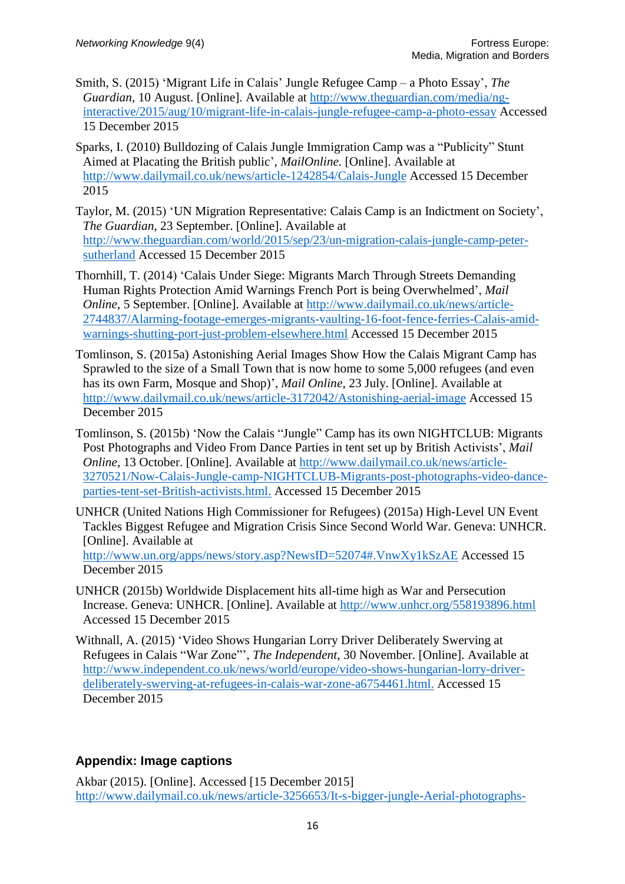Smith, S. (2015) 'Migrant Life in Calais' Jungle Refugee Camp – a Photo Essay', *The Guardian*, 10 August. [Online]. Available at http://www.theguardian.com/media/ng-interactive/2015/aug/10/migrant-life-in-calais-jungle-refugee-camp-a-photo-essay Accessed 15 December 2015

Sparks, I. (2010) Bulldozing of Calais Jungle Immigration Camp was a "Publicity" Stunt Aimed at Placating the British public', *MailOnline.* [Online]. Available at http://www.dailymail.co.uk/news/article-1242854/Calais-Jungle Accessed 15 December 2015

Taylor, M. (2015) 'UN Migration Representative: Calais Camp is an Indictment on Society', *The Guardian*, 23 September. [Online]. Available at http://www.theguardian.com/world/2015/sep/23/un-migration-calais-jungle-camp-peter-sutherland Accessed 15 December 2015

Thornhill, T. (2014) 'Calais Under Siege: Migrants March Through Streets Demanding Human Rights Protection Amid Warnings French Port is being Overwhelmed', *Mail Online*, 5 September. [Online]. Available at http://www.dailymail.co.uk/news/article-2744837/Alarming-footage-emerges-migrants-vaulting-16-foot-fence-ferries-Calais-amid-warnings-shutting-port-just-problem-elsewhere.html Accessed 15 December 2015

Tomlinson, S. (2015a) Astonishing Aerial Images Show How the Calais Migrant Camp has Sprawled to the size of a Small Town that is now home to some 5,000 refugees (and even has its own Farm, Mosque and Shop)', *Mail Online*, 23 July. [Online]. Available at http://www.dailymail.co.uk/news/article-3172042/Astonishing-aerial-image Accessed 15 December 2015

Tomlinson, S. (2015b) 'Now the Calais "Jungle" Camp has its own NIGHTCLUB: Migrants Post Photographs and Video From Dance Parties in tent set up by British Activists', *Mail Online*, 13 October. [Online]. Available at http://www.dailymail.co.uk/news/article-3270521/Now-Calais-Jungle-camp-NIGHTCLUB-Migrants-post-photographs-video-dance-parties-tent-set-British-activists.html. Accessed 15 December 2015

UNHCR (United Nations High Commissioner for Refugees) (2015a) High-Level UN Event Tackles Biggest Refugee and Migration Crisis Since Second World War. Geneva: UNHCR. [Online]. Available at http://www.un.org/apps/news/story.asp?NewsID=52074#.VnwXy1kSzAE Accessed 15 December 2015

UNHCR (2015b) Worldwide Displacement hits all-time high as War and Persecution Increase. Geneva: UNHCR. [Online]. Available at http://www.unhcr.org/558193896.html Accessed 15 December 2015

Withnall, A. (2015) 'Video Shows Hungarian Lorry Driver Deliberately Swerving at Refugees in Calais "War Zone"', *The Independent*, 30 November. [Online]. Available at http://www.independent.co.uk/news/world/europe/video-shows-hungarian-lorry-driver-deliberately-swerving-at-refugees-in-calais-war-zone-a6754461.html. Accessed 15 December 2015

## Appendix: Image captions

Akbar (2015). [Online]. Accessed [15 December 2015] http://www.dailymail.co.uk/news/article-3256653/It-s-bigger-jungle-Aerial-photographs-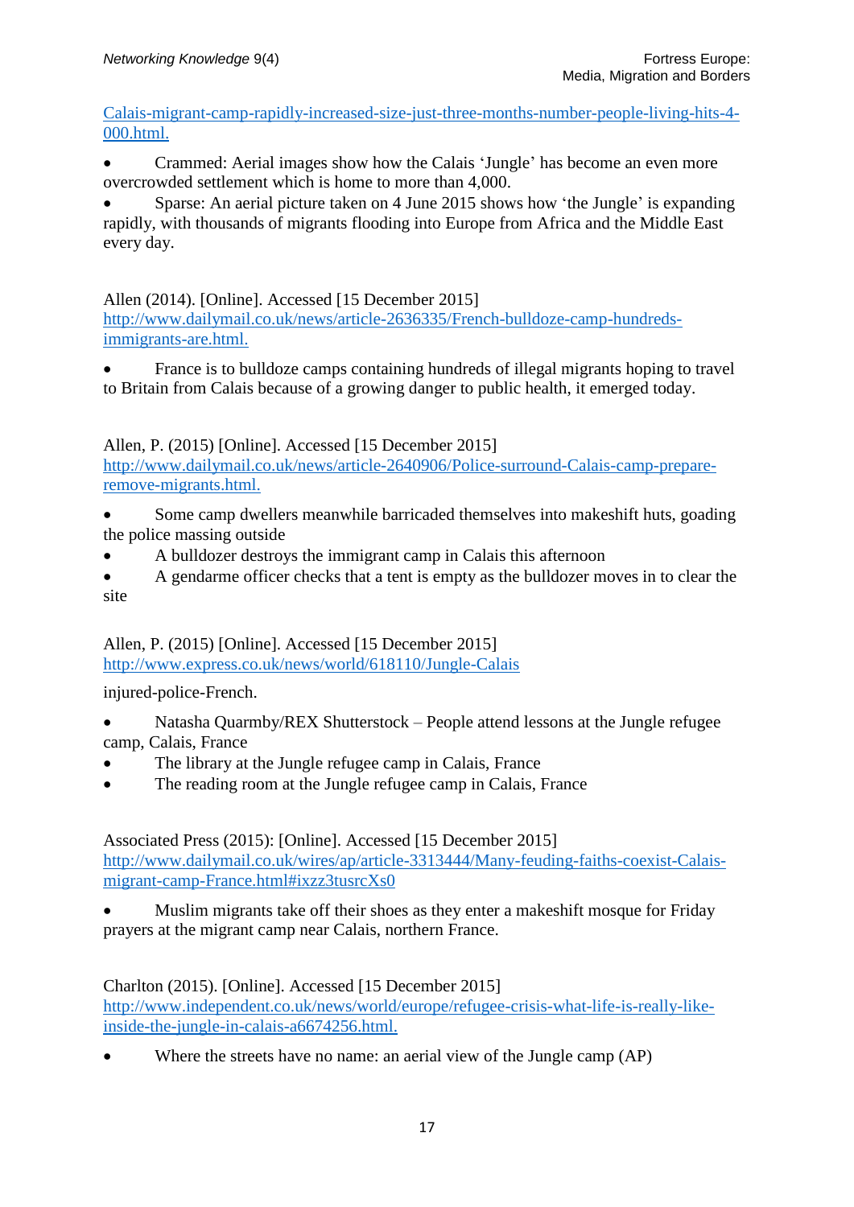[Calais-migrant-camp-rapidly-increased-size-just-three-months-number-people-living-hits-4-000.html.](Calais-migrant-camp-rapidly-increased-size-just-three-months-number-people-living-hits-4-000.html.)

- Crammed: Aerial images show how the Calais 'Jungle' has become an even more overcrowded settlement which is home to more than 4,000.
- Sparse: An aerial picture taken on 4 June 2015 shows how 'the Jungle' is expanding rapidly, with thousands of migrants flooding into Europe from Africa and the Middle East every day.

Allen (2014). [Online]. Accessed [15 December 2015] http://www.dailymail.co.uk/news/article-2636335/French-bulldoze-camp-hundreds-immigrants-are.html.

- France is to bulldoze camps containing hundreds of illegal migrants hoping to travel to Britain from Calais because of a growing danger to public health, it emerged today.

Allen, P. (2015) [Online]. Accessed [15 December 2015] http://www.dailymail.co.uk/news/article-2640906/Police-surround-Calais-camp-prepare-remove-migrants.html.

- Some camp dwellers meanwhile barricaded themselves into makeshift huts, goading the police massing outside
- A bulldozer destroys the immigrant camp in Calais this afternoon
- A gendarme officer checks that a tent is empty as the bulldozer moves in to clear the site

Allen, P. (2015) [Online]. Accessed [15 December 2015] http://www.express.co.uk/news/world/618110/Jungle-Calais

injured-police-French.

- Natasha Quarmby/REX Shutterstock – People attend lessons at the Jungle refugee camp, Calais, France
- The library at the Jungle refugee camp in Calais, France
- The reading room at the Jungle refugee camp in Calais, France

Associated Press (2015): [Online]. Accessed [15 December 2015] http://www.dailymail.co.uk/wires/ap/article-3313444/Many-feuding-faiths-coexist-Calais-migrant-camp-France.html#ixzz3tusrcXs0

- Muslim migrants take off their shoes as they enter a makeshift mosque for Friday prayers at the migrant camp near Calais, northern France.

Charlton (2015). [Online]. Accessed [15 December 2015] http://www.independent.co.uk/news/world/europe/refugee-crisis-what-life-is-really-like-inside-the-jungle-in-calais-a6674256.html.

- Where the streets have no name: an aerial view of the Jungle camp (AP)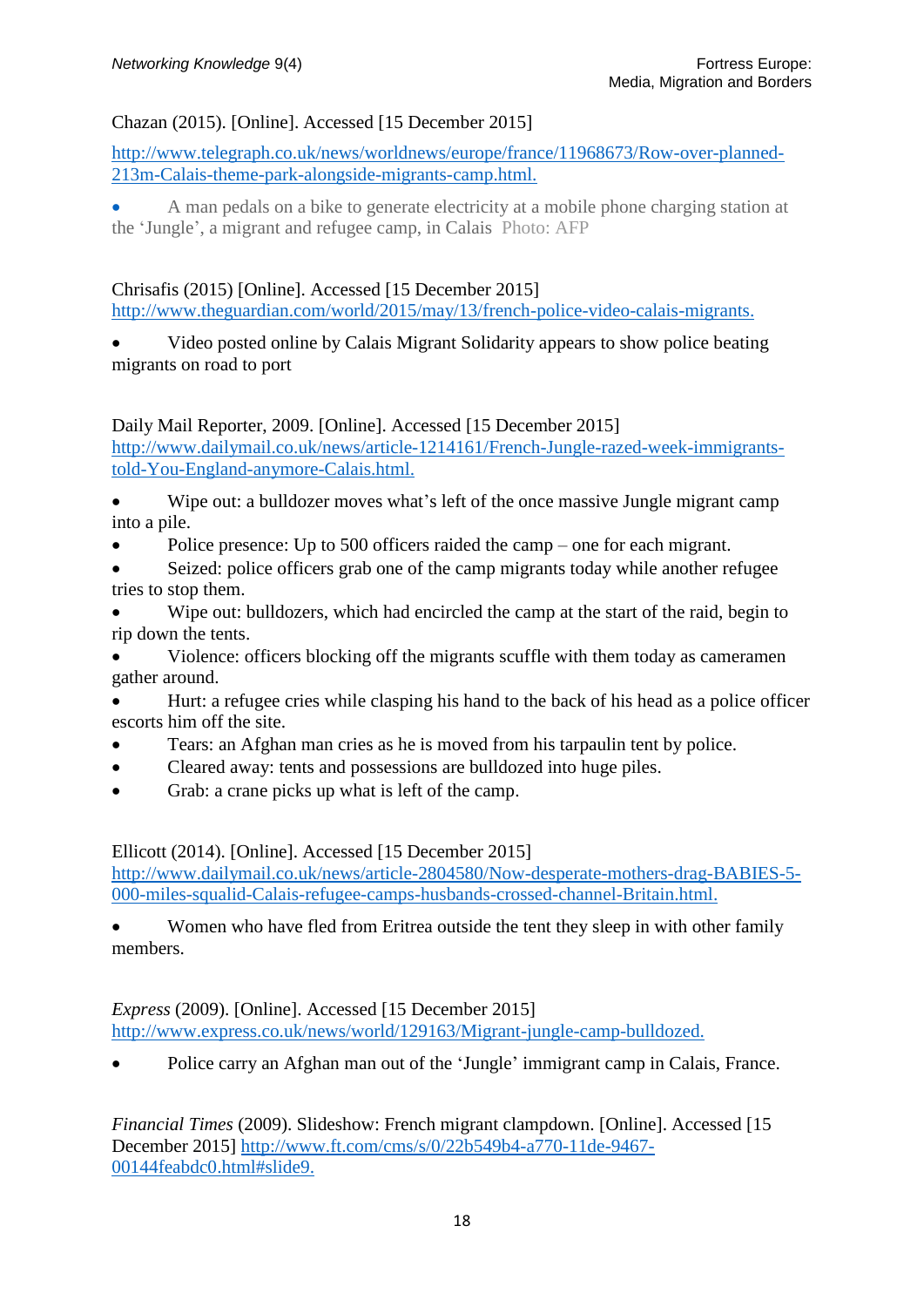Chazan (2015). [Online]. Accessed [15 December 2015]

http://www.telegraph.co.uk/news/worldnews/europe/france/11968673/Row-over-planned-213m-Calais-theme-park-alongside-migrants-camp.html.

- A man pedals on a bike to generate electricity at a mobile phone charging station at the 'Jungle', a migrant and refugee camp, in Calais Photo: AFP

Chrisafis (2015) [Online]. Accessed [15 December 2015] http://www.theguardian.com/world/2015/may/13/french-police-video-calais-migrants.

- Video posted online by Calais Migrant Solidarity appears to show police beating migrants on road to port

Daily Mail Reporter, 2009. [Online]. Accessed [15 December 2015] http://www.dailymail.co.uk/news/article-1214161/French-Jungle-razed-week-immigrants-told-You-England-anymore-Calais.html.

- Wipe out: a bulldozer moves what's left of the once massive Jungle migrant camp into a pile.
- Police presence: Up to 500 officers raided the camp – one for each migrant.
- Seized: police officers grab one of the camp migrants today while another refugee tries to stop them.
- Wipe out: bulldozers, which had encircled the camp at the start of the raid, begin to rip down the tents.
- Violence: officers blocking off the migrants scuffle with them today as cameramen gather around.
- Hurt: a refugee cries while clasping his hand to the back of his head as a police officer escorts him off the site.
- Tears: an Afghan man cries as he is moved from his tarpaulin tent by police.
- Cleared away: tents and possessions are bulldozed into huge piles.
- Grab: a crane picks up what is left of the camp.

Ellicott (2014). [Online]. Accessed [15 December 2015] http://www.dailymail.co.uk/news/article-2804580/Now-desperate-mothers-drag-BABIES-5-000-miles-squalid-Calais-refugee-camps-husbands-crossed-channel-Britain.html.

- Women who have fled from Eritrea outside the tent they sleep in with other family members.

*Express* (2009). [Online]. Accessed [15 December 2015] http://www.express.co.uk/news/world/129163/Migrant-jungle-camp-bulldozed.

- Police carry an Afghan man out of the 'Jungle' immigrant camp in Calais, France.

*Financial Times* (2009). Slideshow: French migrant clampdown. [Online]. Accessed [15 December 2015] http://www.ft.com/cms/s/0/22b549b4-a770-11de-9467-00144feabdc0.html#slide9.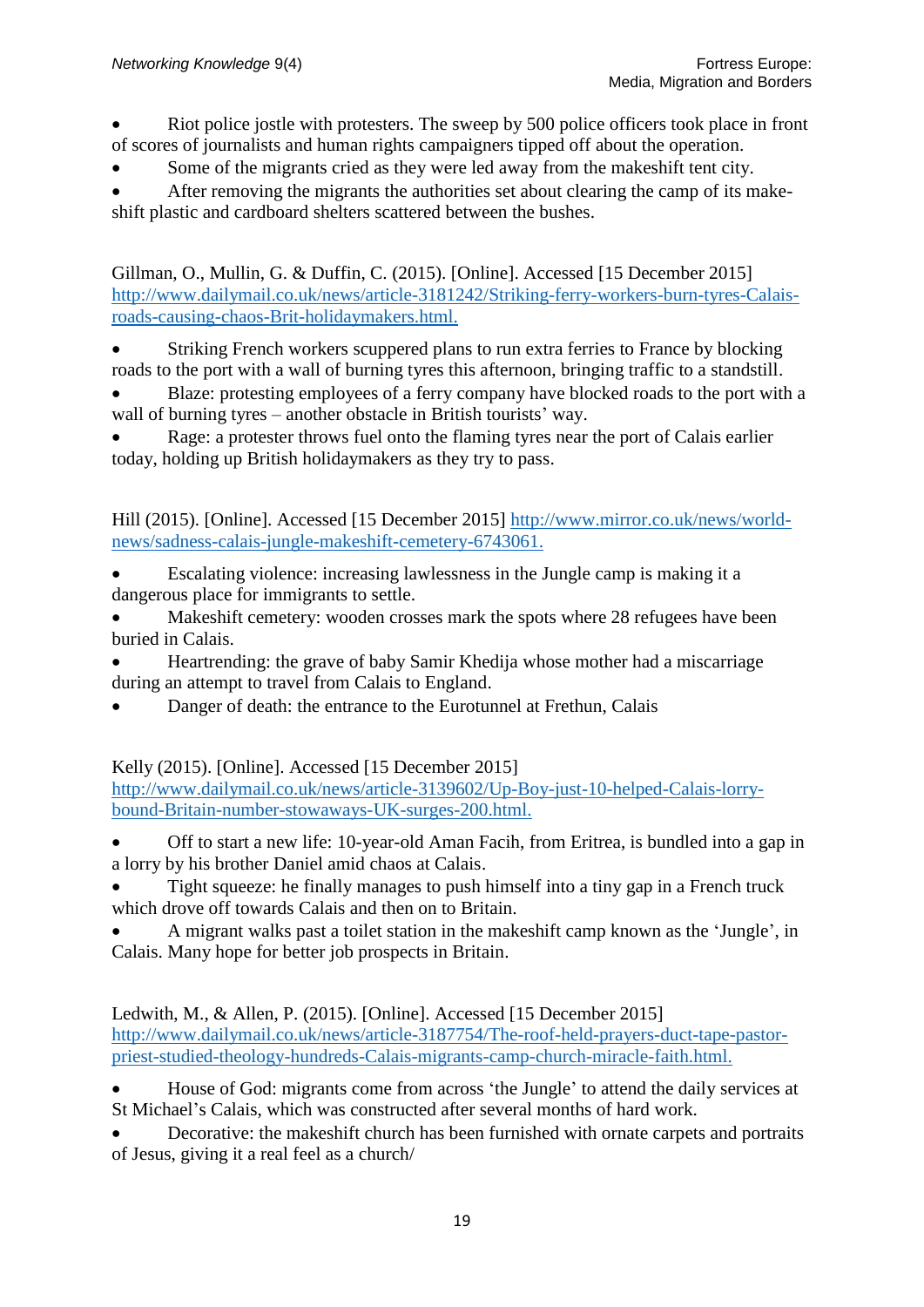- Riot police jostle with protesters. The sweep by 500 police officers took place in front of scores of journalists and human rights campaigners tipped off about the operation.
- Some of the migrants cried as they were led away from the makeshift tent city.
- After removing the migrants the authorities set about clearing the camp of its makeshift plastic and cardboard shelters scattered between the bushes.

Gillman, O., Mullin, G. & Duffin, C. (2015). [Online]. Accessed [15 December 2015] http://www.dailymail.co.uk/news/article-3181242/Striking-ferry-workers-burn-tyres-Calais-roads-causing-chaos-Brit-holidaymakers.html.

- Striking French workers scuppered plans to run extra ferries to France by blocking roads to the port with a wall of burning tyres this afternoon, bringing traffic to a standstill.
- Blaze: protesting employees of a ferry company have blocked roads to the port with a wall of burning tyres – another obstacle in British tourists' way.
- Rage: a protester throws fuel onto the flaming tyres near the port of Calais earlier today, holding up British holidaymakers as they try to pass.

Hill (2015). [Online]. Accessed [15 December 2015] http://www.mirror.co.uk/news/world-news/sadness-calais-jungle-makeshift-cemetery-6743061.

- Escalating violence: increasing lawlessness in the Jungle camp is making it a dangerous place for immigrants to settle.
- Makeshift cemetery: wooden crosses mark the spots where 28 refugees have been buried in Calais.
- Heartrending: the grave of baby Samir Khedija whose mother had a miscarriage during an attempt to travel from Calais to England.
- Danger of death: the entrance to the Eurotunnel at Frethun, Calais

Kelly (2015). [Online]. Accessed [15 December 2015] http://www.dailymail.co.uk/news/article-3139602/Up-Boy-just-10-helped-Calais-lorry-bound-Britain-number-stowaways-UK-surges-200.html.

- Off to start a new life: 10-year-old Aman Facih, from Eritrea, is bundled into a gap in a lorry by his brother Daniel amid chaos at Calais.
- Tight squeeze: he finally manages to push himself into a tiny gap in a French truck which drove off towards Calais and then on to Britain.
- A migrant walks past a toilet station in the makeshift camp known as the 'Jungle', in Calais. Many hope for better job prospects in Britain.

Ledwith, M., & Allen, P. (2015). [Online]. Accessed [15 December 2015] http://www.dailymail.co.uk/news/article-3187754/The-roof-held-prayers-duct-tape-pastor-priest-studied-theology-hundreds-Calais-migrants-camp-church-miracle-faith.html.

- House of God: migrants come from across 'the Jungle' to attend the daily services at St Michael's Calais, which was constructed after several months of hard work.
- Decorative: the makeshift church has been furnished with ornate carpets and portraits of Jesus, giving it a real feel as a church/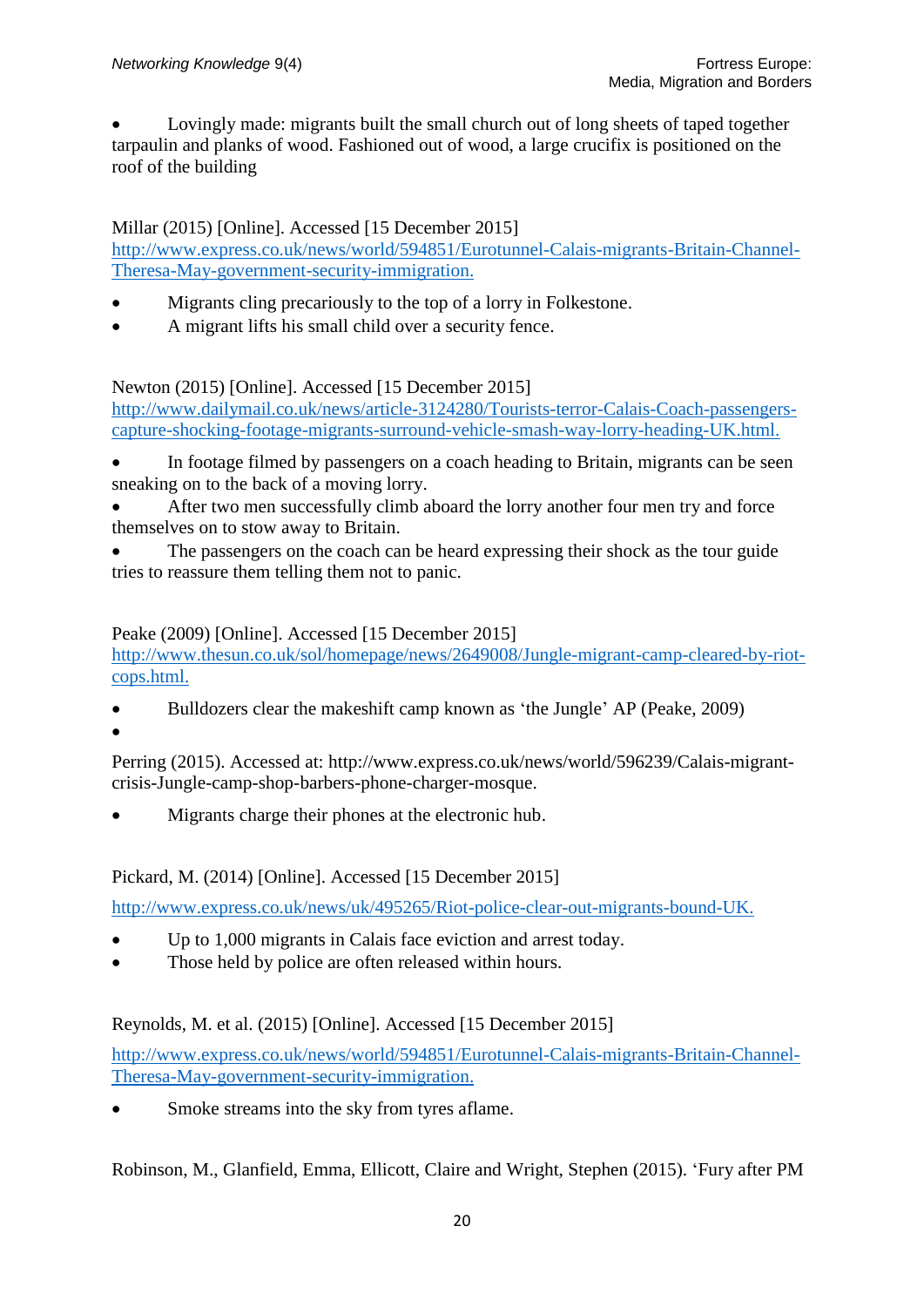- Lovingly made: migrants built the small church out of long sheets of taped together tarpaulin and planks of wood. Fashioned out of wood, a large crucifix is positioned on the roof of the building

Millar (2015) [Online]. Accessed [15 December 2015] http://www.express.co.uk/news/world/594851/Eurotunnel-Calais-migrants-Britain-Channel-Theresa-May-government-security-immigration.

- Migrants cling precariously to the top of a lorry in Folkestone.
- A migrant lifts his small child over a security fence.

Newton (2015) [Online]. Accessed [15 December 2015] http://www.dailymail.co.uk/news/article-3124280/Tourists-terror-Calais-Coach-passengers-capture-shocking-footage-migrants-surround-vehicle-smash-way-lorry-heading-UK.html.

- In footage filmed by passengers on a coach heading to Britain, migrants can be seen sneaking on to the back of a moving lorry.
- After two men successfully climb aboard the lorry another four men try and force themselves on to stow away to Britain.
- The passengers on the coach can be heard expressing their shock as the tour guide tries to reassure them telling them not to panic.

Peake (2009) [Online]. Accessed [15 December 2015] http://www.thesun.co.uk/sol/homepage/news/2649008/Jungle-migrant-camp-cleared-by-riot-cops.html.

- Bulldozers clear the makeshift camp known as 'the Jungle' AP (Peake, 2009)
- 

Perring (2015). Accessed at: http://www.express.co.uk/news/world/596239/Calais-migrant-crisis-Jungle-camp-shop-barbers-phone-charger-mosque.

- Migrants charge their phones at the electronic hub.

Pickard, M. (2014) [Online]. Accessed [15 December 2015]

http://www.express.co.uk/news/uk/495265/Riot-police-clear-out-migrants-bound-UK.

- Up to 1,000 migrants in Calais face eviction and arrest today.
- Those held by police are often released within hours.

Reynolds, M. et al. (2015) [Online]. Accessed [15 December 2015]

http://www.express.co.uk/news/world/594851/Eurotunnel-Calais-migrants-Britain-Channel-Theresa-May-government-security-immigration.

- Smoke streams into the sky from tyres aflame.

Robinson, M., Glanfield, Emma, Ellicott, Claire and Wright, Stephen (2015). 'Fury after PM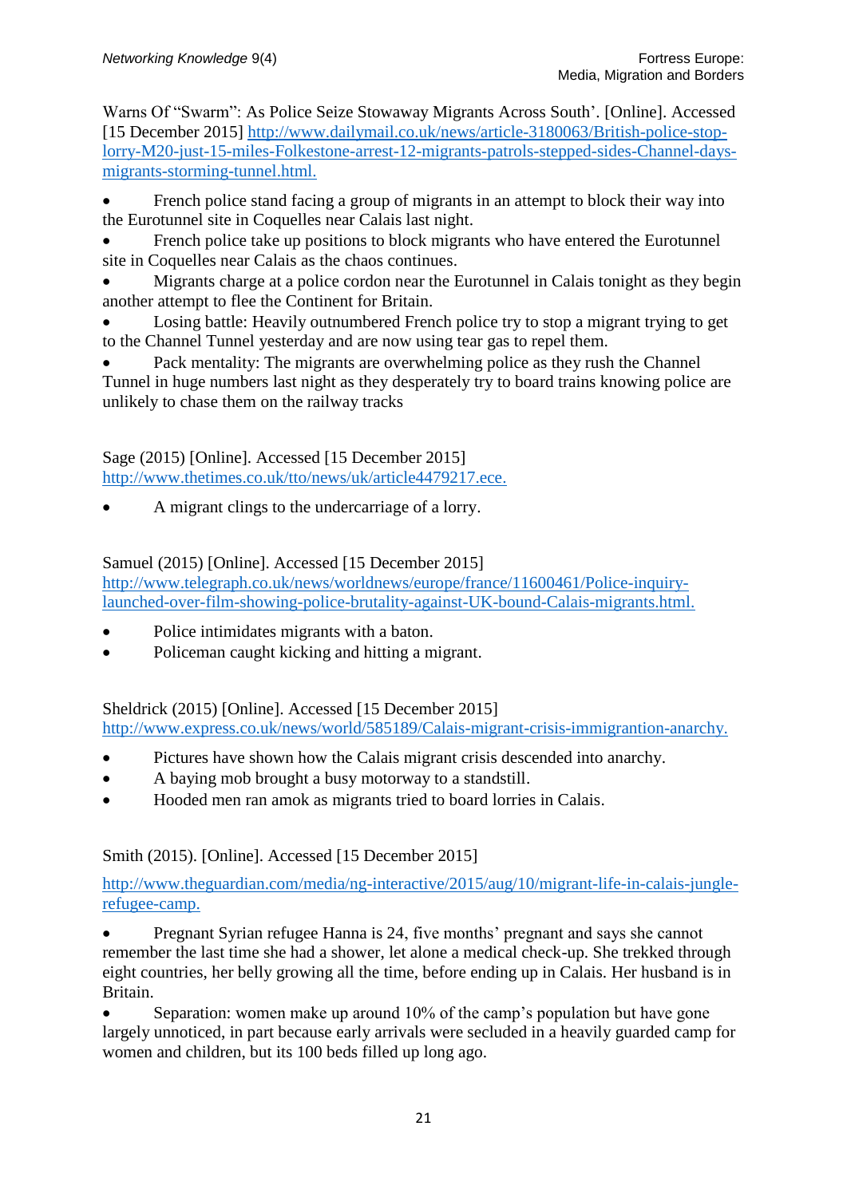Warns Of "Swarm": As Police Seize Stowaway Migrants Across South'. [Online]. Accessed [15 December 2015] http://www.dailymail.co.uk/news/article-3180063/British-police-stop-lorry-M20-just-15-miles-Folkestone-arrest-12-migrants-patrols-stepped-sides-Channel-days-migrants-storming-tunnel.html.

- French police stand facing a group of migrants in an attempt to block their way into the Eurotunnel site in Coquelles near Calais last night.
- French police take up positions to block migrants who have entered the Eurotunnel site in Coquelles near Calais as the chaos continues.
- Migrants charge at a police cordon near the Eurotunnel in Calais tonight as they begin another attempt to flee the Continent for Britain.
- Losing battle: Heavily outnumbered French police try to stop a migrant trying to get to the Channel Tunnel yesterday and are now using tear gas to repel them.
- Pack mentality: The migrants are overwhelming police as they rush the Channel Tunnel in huge numbers last night as they desperately try to board trains knowing police are unlikely to chase them on the railway tracks

Sage (2015) [Online]. Accessed [15 December 2015] http://www.thetimes.co.uk/tto/news/uk/article4479217.ece.

- A migrant clings to the undercarriage of a lorry.

Samuel (2015) [Online]. Accessed [15 December 2015] http://www.telegraph.co.uk/news/worldnews/europe/france/11600461/Police-inquiry-launched-over-film-showing-police-brutality-against-UK-bound-Calais-migrants.html.

- Police intimidates migrants with a baton.
- Policeman caught kicking and hitting a migrant.

Sheldrick (2015) [Online]. Accessed [15 December 2015] http://www.express.co.uk/news/world/585189/Calais-migrant-crisis-immigrantion-anarchy.

- Pictures have shown how the Calais migrant crisis descended into anarchy.
- A baying mob brought a busy motorway to a standstill.
- Hooded men ran amok as migrants tried to board lorries in Calais.

Smith (2015). [Online]. Accessed [15 December 2015]

http://www.theguardian.com/media/ng-interactive/2015/aug/10/migrant-life-in-calais-jungle-refugee-camp.

- Pregnant Syrian refugee Hanna is 24, five months' pregnant and says she cannot remember the last time she had a shower, let alone a medical check-up. She trekked through eight countries, her belly growing all the time, before ending up in Calais. Her husband is in Britain.
- Separation: women make up around 10% of the camp's population but have gone largely unnoticed, in part because early arrivals were secluded in a heavily guarded camp for women and children, but its 100 beds filled up long ago.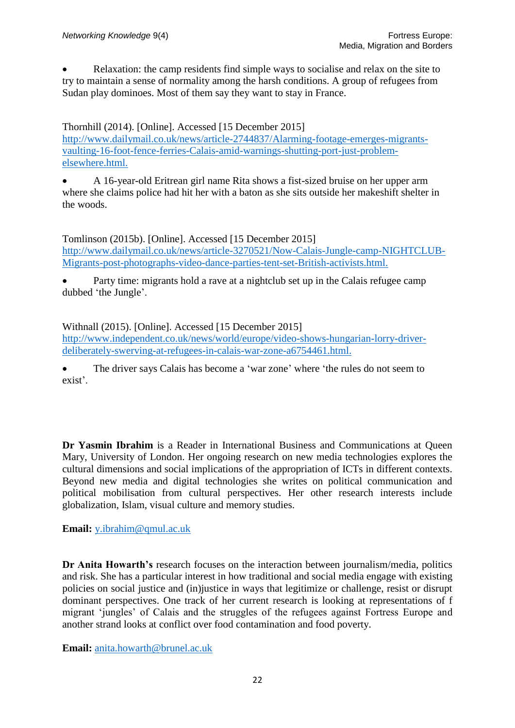- Relaxation: the camp residents find simple ways to socialise and relax on the site to try to maintain a sense of normality among the harsh conditions. A group of refugees from Sudan play dominoes. Most of them say they want to stay in France.

Thornhill (2014). [Online]. Accessed [15 December 2015] http://www.dailymail.co.uk/news/article-2744837/Alarming-footage-emerges-migrants-vaulting-16-foot-fence-ferries-Calais-amid-warnings-shutting-port-just-problem-elsewhere.html.

- A 16-year-old Eritrean girl name Rita shows a fist-sized bruise on her upper arm where she claims police had hit her with a baton as she sits outside her makeshift shelter in the woods.

Tomlinson (2015b). [Online]. Accessed [15 December 2015] http://www.dailymail.co.uk/news/article-3270521/Now-Calais-Jungle-camp-NIGHTCLUB-Migrants-post-photographs-video-dance-parties-tent-set-British-activists.html.

- Party time: migrants hold a rave at a nightclub set up in the Calais refugee camp dubbed 'the Jungle'.

Withnall (2015). [Online]. Accessed [15 December 2015] http://www.independent.co.uk/news/world/europe/video-shows-hungarian-lorry-driver-deliberately-swerving-at-refugees-in-calais-war-zone-a6754461.html.

- The driver says Calais has become a 'war zone' where 'the rules do not seem to exist'.

**Dr Yasmin Ibrahim** is a Reader in International Business and Communications at Queen Mary, University of London. Her ongoing research on new media technologies explores the cultural dimensions and social implications of the appropriation of ICTs in different contexts. Beyond new media and digital technologies she writes on political communication and political mobilisation from cultural perspectives. Her other research interests include globalization, Islam, visual culture and memory studies.

**Email:** y.ibrahim@qmul.ac.uk

**Dr Anita Howarth's** research focuses on the interaction between journalism/media, politics and risk. She has a particular interest in how traditional and social media engage with existing policies on social justice and (in)justice in ways that legitimize or challenge, resist or disrupt dominant perspectives. One track of her current research is looking at representations of f migrant 'jungles' of Calais and the struggles of the refugees against Fortress Europe and another strand looks at conflict over food contamination and food poverty.

**Email:** anita.howarth@brunel.ac.uk